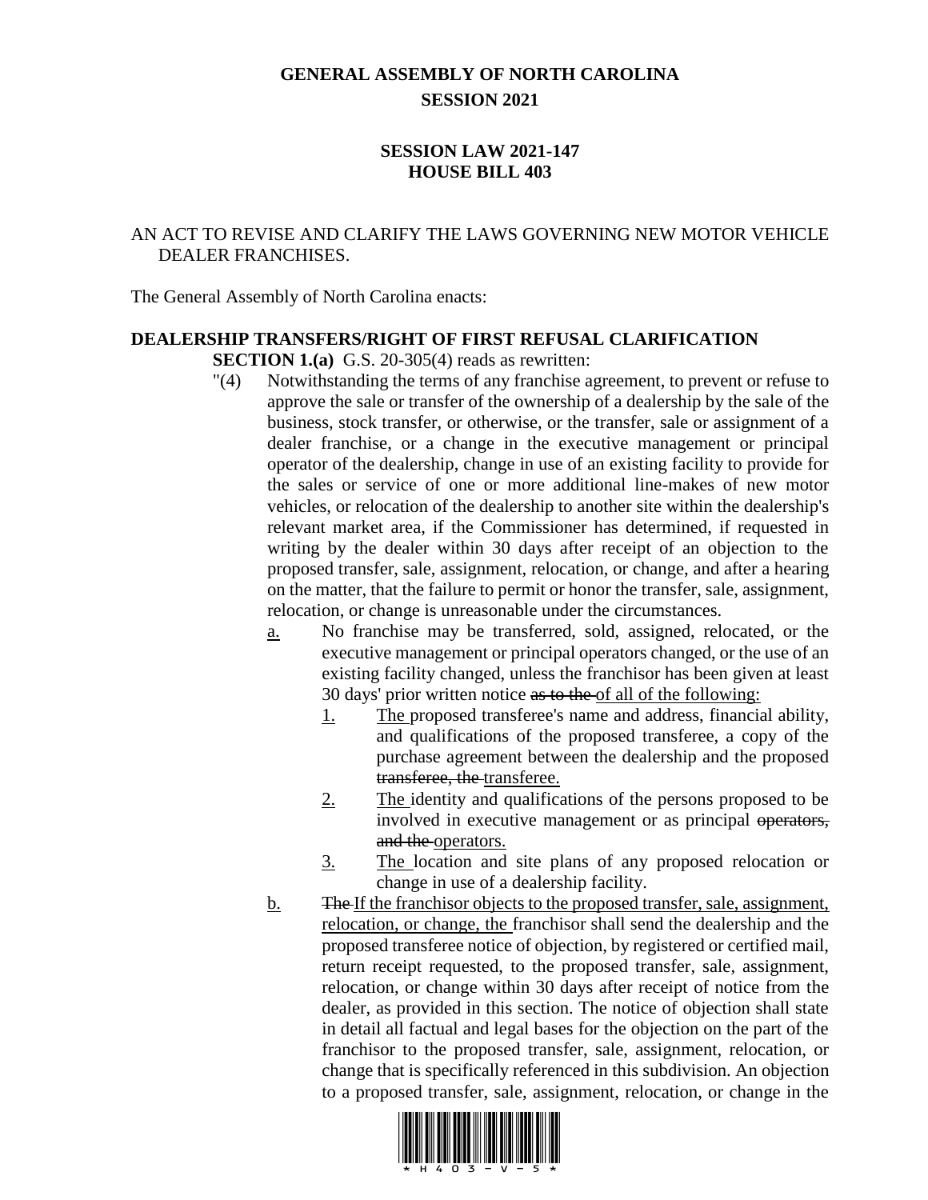# GENERAL ASSEMBLY OF NORTH CAROLINA
## SESSION 2021

## SESSION LAW 2021-147
## HOUSE BILL 403

AN ACT TO REVISE AND CLARIFY THE LAWS GOVERNING NEW MOTOR VEHICLE DEALER FRANCHISES.

The General Assembly of North Carolina enacts:

**DEALERSHIP TRANSFERS/RIGHT OF FIRST REFUSAL CLARIFICATION**

**SECTION 1.(a)** G.S. 20-305(4) reads as rewritten:

"(4) Notwithstanding the terms of any franchise agreement, to prevent or refuse to approve the sale or transfer of the ownership of a dealership by the sale of the business, stock transfer, or otherwise, or the transfer, sale or assignment of a dealer franchise, or a change in the executive management or principal operator of the dealership, change in use of an existing facility to provide for the sales or service of one or more additional line-makes of new motor vehicles, or relocation of the dealership to another site within the dealership's relevant market area, if the Commissioner has determined, if requested in writing by the dealer within 30 days after receipt of an objection to the proposed transfer, sale, assignment, relocation, or change, and after a hearing on the matter, that the failure to permit or honor the transfer, sale, assignment, relocation, or change is unreasonable under the circumstances.

a. No franchise may be transferred, sold, assigned, relocated, or the executive management or principal operators changed, or the use of an existing facility changed, unless the franchisor has been given at least 30 days' prior written notice ~~as to the~~ of all of the following:

1. The proposed transferee's name and address, financial ability, and qualifications of the proposed transferee, a copy of the purchase agreement between the dealership and the proposed ~~transferee, the~~ transferee.
2. The identity and qualifications of the persons proposed to be involved in executive management or as principal ~~operators, and the~~ operators.
3. The location and site plans of any proposed relocation or change in use of a dealership facility.

b. ~~The~~ If the franchisor objects to the proposed transfer, sale, assignment, relocation, or change, the franchisor shall send the dealership and the proposed transferee notice of objection, by registered or certified mail, return receipt requested, to the proposed transfer, sale, assignment, relocation, or change within 30 days after receipt of notice from the dealer, as provided in this section. The notice of objection shall state in detail all factual and legal bases for the objection on the part of the franchisor to the proposed transfer, sale, assignment, relocation, or change that is specifically referenced in this subdivision. An objection to a proposed transfer, sale, assignment, relocation, or change in the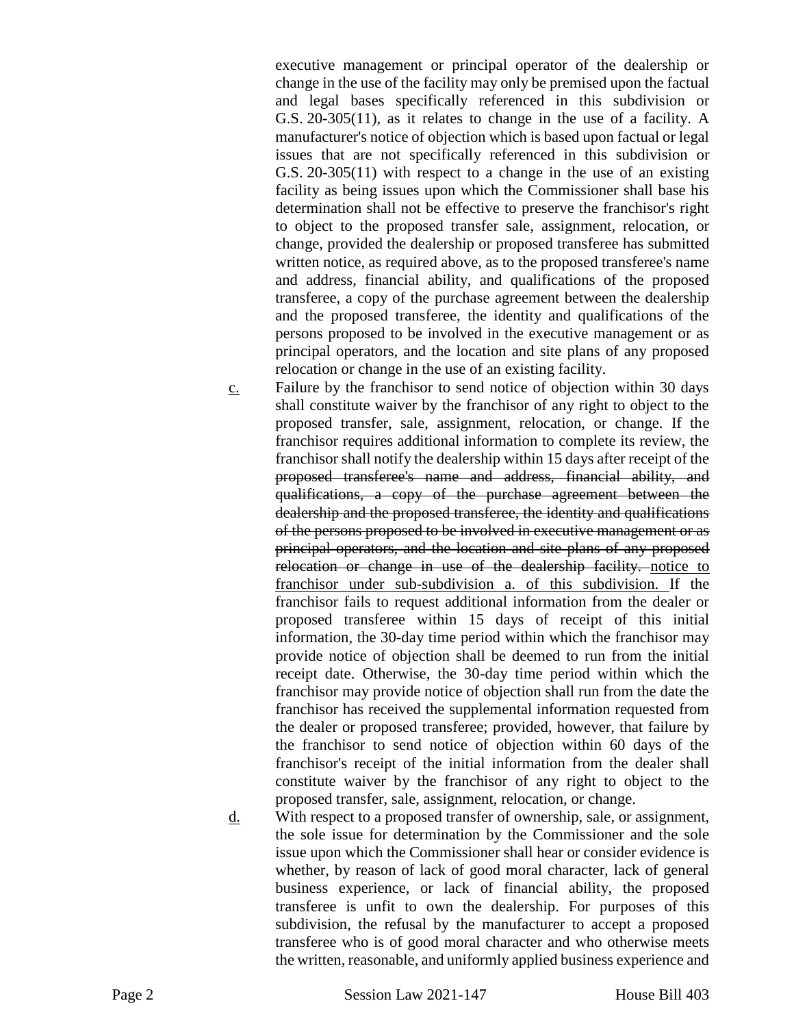executive management or principal operator of the dealership or change in the use of the facility may only be premised upon the factual and legal bases specifically referenced in this subdivision or G.S. 20-305(11), as it relates to change in the use of a facility. A manufacturer's notice of objection which is based upon factual or legal issues that are not specifically referenced in this subdivision or G.S. 20-305(11) with respect to a change in the use of an existing facility as being issues upon which the Commissioner shall base his determination shall not be effective to preserve the franchisor's right to object to the proposed transfer sale, assignment, relocation, or change, provided the dealership or proposed transferee has submitted written notice, as required above, as to the proposed transferee's name and address, financial ability, and qualifications of the proposed transferee, a copy of the purchase agreement between the dealership and the proposed transferee, the identity and qualifications of the persons proposed to be involved in the executive management or as principal operators, and the location and site plans of any proposed relocation or change in the use of an existing facility.

<u>c.</u> Failure by the franchisor to send notice of objection within 30 days shall constitute waiver by the franchisor of any right to object to the proposed transfer, sale, assignment, relocation, or change. If the franchisor requires additional information to complete its review, the franchisor shall notify the dealership within 15 days after receipt of the ~~proposed transferee's name and address, financial ability, and qualifications, a copy of the purchase agreement between the dealership and the proposed transferee, the identity and qualifications of the persons proposed to be involved in executive management or as principal operators, and the location and site plans of any proposed relocation or change in use of the dealership facility.~~ <u>notice to franchisor under sub-subdivision a. of this subdivision.</u> If the franchisor fails to request additional information from the dealer or proposed transferee within 15 days of receipt of this initial information, the 30-day time period within which the franchisor may provide notice of objection shall be deemed to run from the initial receipt date. Otherwise, the 30-day time period within which the franchisor may provide notice of objection shall run from the date the franchisor has received the supplemental information requested from the dealer or proposed transferee; provided, however, that failure by the franchisor to send notice of objection within 60 days of the franchisor's receipt of the initial information from the dealer shall constitute waiver by the franchisor of any right to object to the proposed transfer, sale, assignment, relocation, or change.

<u>d.</u> With respect to a proposed transfer of ownership, sale, or assignment, the sole issue for determination by the Commissioner and the sole issue upon which the Commissioner shall hear or consider evidence is whether, by reason of lack of good moral character, lack of general business experience, or lack of financial ability, the proposed transferee is unfit to own the dealership. For purposes of this subdivision, the refusal by the manufacturer to accept a proposed transferee who is of good moral character and who otherwise meets the written, reasonable, and uniformly applied business experience and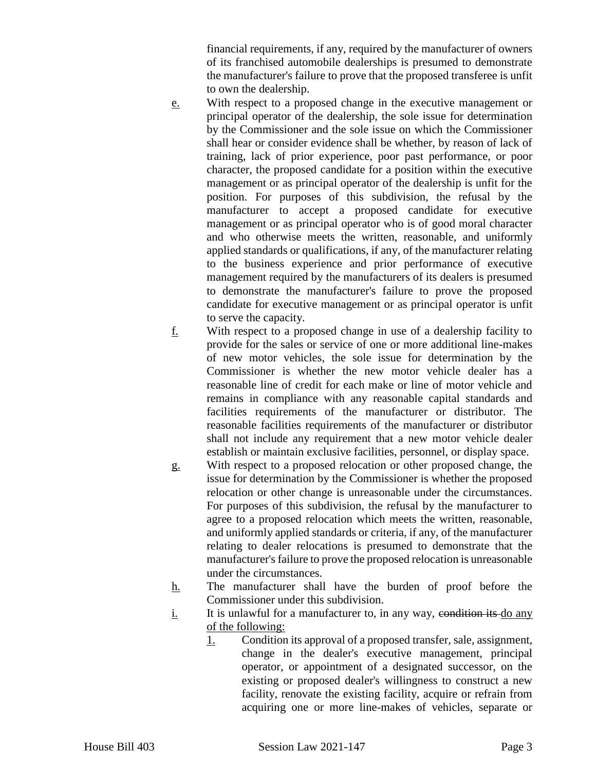financial requirements, if any, required by the manufacturer of owners of its franchised automobile dealerships is presumed to demonstrate the manufacturer's failure to prove that the proposed transferee is unfit to own the dealership.

e. With respect to a proposed change in the executive management or principal operator of the dealership, the sole issue for determination by the Commissioner and the sole issue on which the Commissioner shall hear or consider evidence shall be whether, by reason of lack of training, lack of prior experience, poor past performance, or poor character, the proposed candidate for a position within the executive management or as principal operator of the dealership is unfit for the position. For purposes of this subdivision, the refusal by the manufacturer to accept a proposed candidate for executive management or as principal operator who is of good moral character and who otherwise meets the written, reasonable, and uniformly applied standards or qualifications, if any, of the manufacturer relating to the business experience and prior performance of executive management required by the manufacturers of its dealers is presumed to demonstrate the manufacturer's failure to prove the proposed candidate for executive management or as principal operator is unfit to serve the capacity.

f. With respect to a proposed change in use of a dealership facility to provide for the sales or service of one or more additional line-makes of new motor vehicles, the sole issue for determination by the Commissioner is whether the new motor vehicle dealer has a reasonable line of credit for each make or line of motor vehicle and remains in compliance with any reasonable capital standards and facilities requirements of the manufacturer or distributor. The reasonable facilities requirements of the manufacturer or distributor shall not include any requirement that a new motor vehicle dealer establish or maintain exclusive facilities, personnel, or display space.

g. With respect to a proposed relocation or other proposed change, the issue for determination by the Commissioner is whether the proposed relocation or other change is unreasonable under the circumstances. For purposes of this subdivision, the refusal by the manufacturer to agree to a proposed relocation which meets the written, reasonable, and uniformly applied standards or criteria, if any, of the manufacturer relating to dealer relocations is presumed to demonstrate that the manufacturer's failure to prove the proposed relocation is unreasonable under the circumstances.

h. The manufacturer shall have the burden of proof before the Commissioner under this subdivision.

i. It is unlawful for a manufacturer to, in any way, ~~condition its~~ do any of the following:

   1. Condition its approval of a proposed transfer, sale, assignment, change in the dealer's executive management, principal operator, or appointment of a designated successor, on the existing or proposed dealer's willingness to construct a new facility, renovate the existing facility, acquire or refrain from acquiring one or more line-makes of vehicles, separate or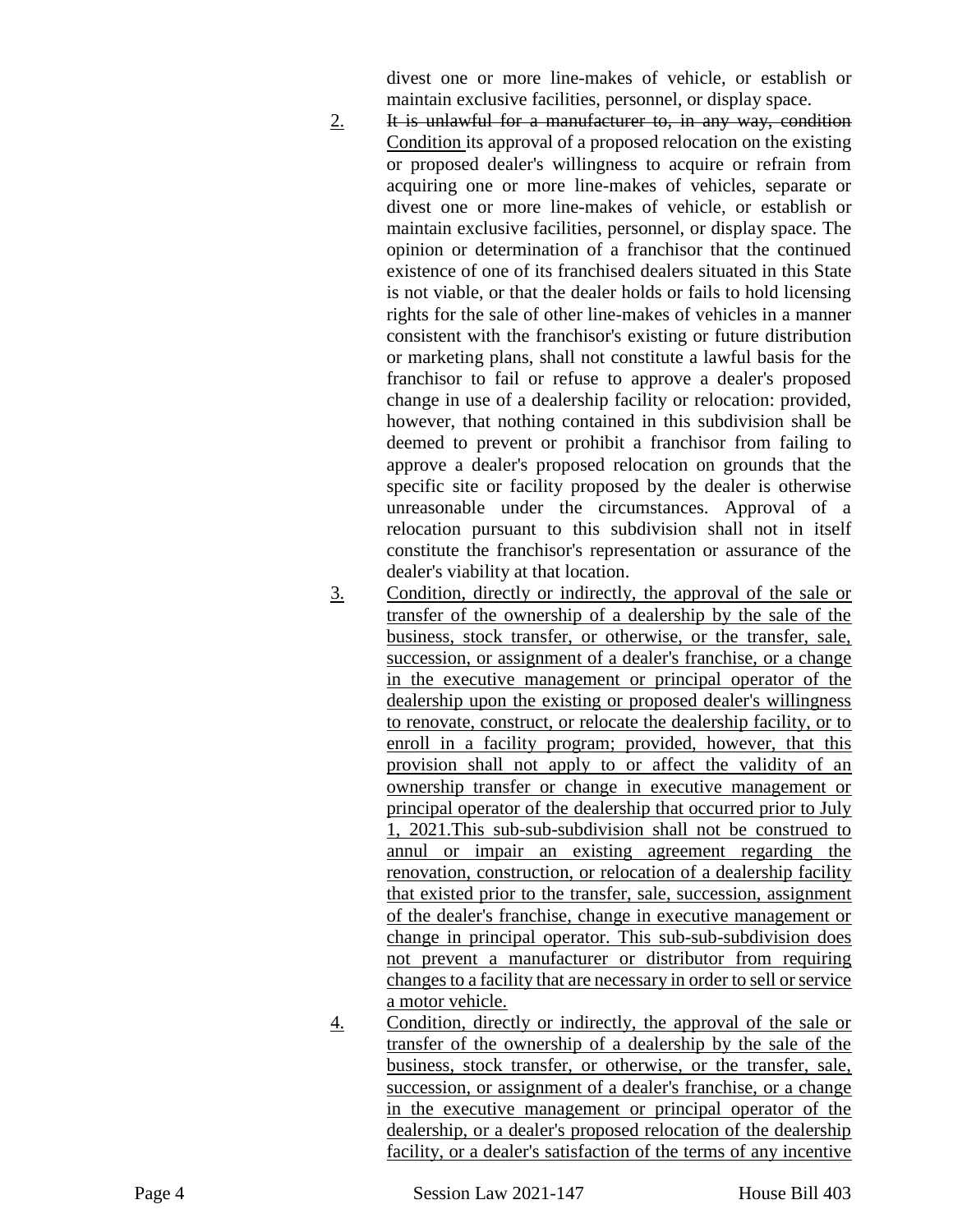divest one or more line-makes of vehicle, or establish or maintain exclusive facilities, personnel, or display space.

2. ~~It is unlawful for a manufacturer to, in any way, condition~~ <u>Condition</u> its approval of a proposed relocation on the existing or proposed dealer's willingness to acquire or refrain from acquiring one or more line-makes of vehicles, separate or divest one or more line-makes of vehicle, or establish or maintain exclusive facilities, personnel, or display space. The opinion or determination of a franchisor that the continued existence of one of its franchised dealers situated in this State is not viable, or that the dealer holds or fails to hold licensing rights for the sale of other line-makes of vehicles in a manner consistent with the franchisor's existing or future distribution or marketing plans, shall not constitute a lawful basis for the franchisor to fail or refuse to approve a dealer's proposed change in use of a dealership facility or relocation: provided, however, that nothing contained in this subdivision shall be deemed to prevent or prohibit a franchisor from failing to approve a dealer's proposed relocation on grounds that the specific site or facility proposed by the dealer is otherwise unreasonable under the circumstances. Approval of a relocation pursuant to this subdivision shall not in itself constitute the franchisor's representation or assurance of the dealer's viability at that location.

3. <u>Condition, directly or indirectly, the approval of the sale or transfer of the ownership of a dealership by the sale of the business, stock transfer, or otherwise, or the transfer, sale, succession, or assignment of a dealer's franchise, or a change in the executive management or principal operator of the dealership upon the existing or proposed dealer's willingness to renovate, construct, or relocate the dealership facility, or to enroll in a facility program; provided, however, that this provision shall not apply to or affect the validity of an ownership transfer or change in executive management or principal operator of the dealership that occurred prior to July 1, 2021.This sub-sub-subdivision shall not be construed to annul or impair an existing agreement regarding the renovation, construction, or relocation of a dealership facility that existed prior to the transfer, sale, succession, assignment of the dealer's franchise, change in executive management or change in principal operator. This sub-sub-subdivision does not prevent a manufacturer or distributor from requiring changes to a facility that are necessary in order to sell or service a motor vehicle.</u>

4. <u>Condition, directly or indirectly, the approval of the sale or transfer of the ownership of a dealership by the sale of the business, stock transfer, or otherwise, or the transfer, sale, succession, or assignment of a dealer's franchise, or a change in the executive management or principal operator of the dealership, or a dealer's proposed relocation of the dealership facility, or a dealer's satisfaction of the terms of any incentive</u>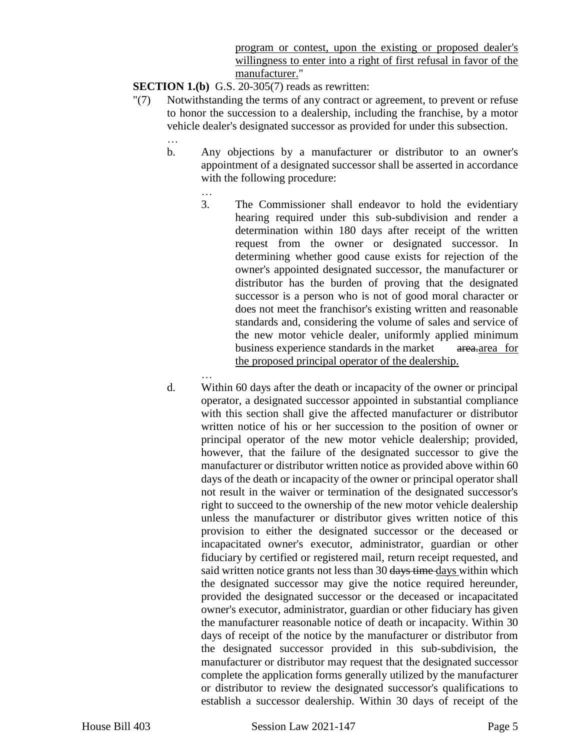program or contest, upon the existing or proposed dealer's willingness to enter into a right of first refusal in favor of the manufacturer."

**SECTION 1.(b)** G.S. 20-305(7) reads as rewritten:

"(7) Notwithstanding the terms of any contract or agreement, to prevent or refuse to honor the succession to a dealership, including the franchise, by a motor vehicle dealer's designated successor as provided for under this subsection.

…

b. Any objections by a manufacturer or distributor to an owner's appointment of a designated successor shall be asserted in accordance with the following procedure:

…

3. The Commissioner shall endeavor to hold the evidentiary hearing required under this sub-subdivision and render a determination within 180 days after receipt of the written request from the owner or designated successor. In determining whether good cause exists for rejection of the owner's appointed designated successor, the manufacturer or distributor has the burden of proving that the designated successor is a person who is not of good moral character or does not meet the franchisor's existing written and reasonable standards and, considering the volume of sales and service of the new motor vehicle dealer, uniformly applied minimum business experience standards in the market ~~area.~~area for the proposed principal operator of the dealership.

…

d. Within 60 days after the death or incapacity of the owner or principal operator, a designated successor appointed in substantial compliance with this section shall give the affected manufacturer or distributor written notice of his or her succession to the position of owner or principal operator of the new motor vehicle dealership; provided, however, that the failure of the designated successor to give the manufacturer or distributor written notice as provided above within 60 days of the death or incapacity of the owner or principal operator shall not result in the waiver or termination of the designated successor's right to succeed to the ownership of the new motor vehicle dealership unless the manufacturer or distributor gives written notice of this provision to either the designated successor or the deceased or incapacitated owner's executor, administrator, guardian or other fiduciary by certified or registered mail, return receipt requested, and said written notice grants not less than 30 ~~days time~~ days within which the designated successor may give the notice required hereunder, provided the designated successor or the deceased or incapacitated owner's executor, administrator, guardian or other fiduciary has given the manufacturer reasonable notice of death or incapacity. Within 30 days of receipt of the notice by the manufacturer or distributor from the designated successor provided in this sub-subdivision, the manufacturer or distributor may request that the designated successor complete the application forms generally utilized by the manufacturer or distributor to review the designated successor's qualifications to establish a successor dealership. Within 30 days of receipt of the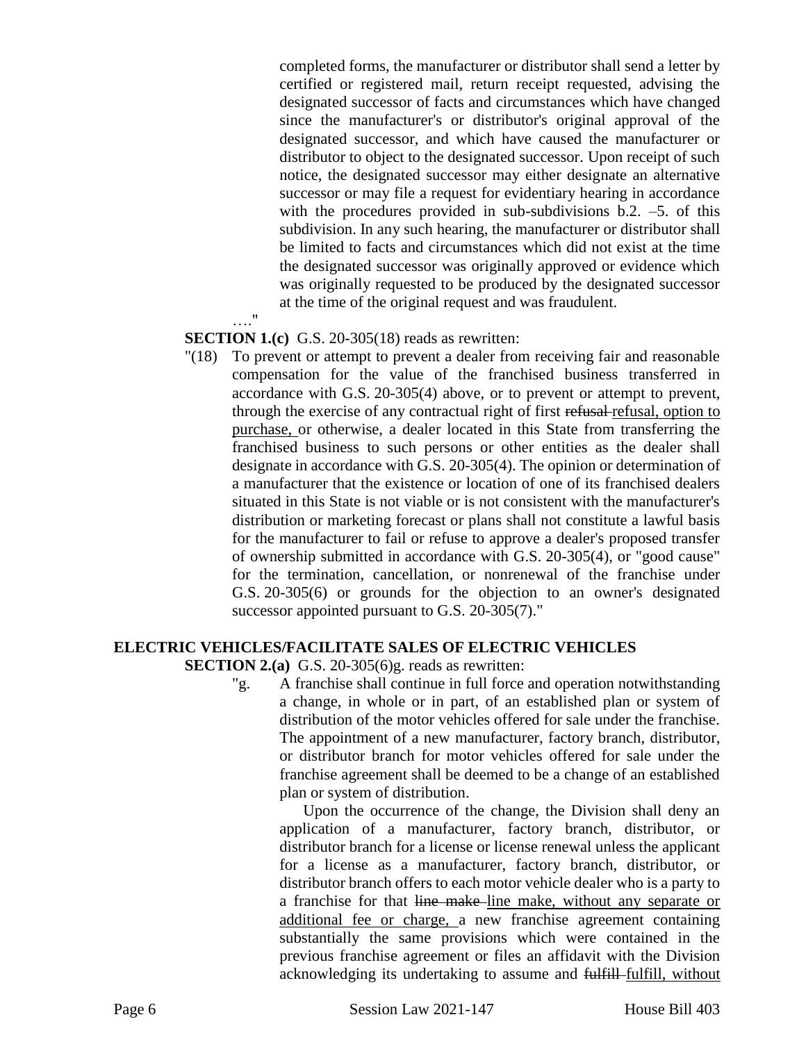completed forms, the manufacturer or distributor shall send a letter by certified or registered mail, return receipt requested, advising the designated successor of facts and circumstances which have changed since the manufacturer's or distributor's original approval of the designated successor, and which have caused the manufacturer or distributor to object to the designated successor. Upon receip of such notice, the designated successor may either designate an alternative successor or may file a request for evidentiary hearing in accordance with the procedures provided in sub-subdivisions b.2. –5. of this subdivision. In any such hearing, the manufacturer or distributor shall be limited to facts and circumstances which did not exist at the time the designated successor was originally approved or evidence which was originally requested to be produced by the designated successor at the time of the original request and was fraudulent.

…."

**SECTION 1.(c)** G.S. 20-305(18) reads as rewritten:

"(18) To prevent or attempt to prevent a dealer from receiving fair and reasonable compensation for the value of the franchised business transferred in accordance with G.S. 20-305(4) above, or to prevent or attempt to prevent, through the exercise of any contractual right of first ~~refusal~~ refusal, option to purchase, or otherwise, a dealer located in this State from transferring the franchised business to such persons or other entities as the dealer shall designate in accordance with G.S. 20-305(4). The opinion or determination of a manufacturer that the existence or location of one of its franchised dealers situated in this State is not viable or is not consistent with the manufacturer's distribution or marketing forecast or plans shall not constitute a lawful basis for the manufacturer to fail or refuse to approve a dealer's proposed transfer of ownership submitted in accordance with G.S. 20-305(4), or "good cause" for the termination, cancellation, or nonrenewal of the franchise under G.S. 20-305(6) or grounds for the objection to an owner's designated successor appointed pursuant to G.S. 20-305(7)."

**ELECTRIC VEHICLES/FACILITATE SALES OF ELECTRIC VEHICLES**

**SECTION 2.(a)** G.S. 20-305(6)g. reads as rewritten:

"g. A franchise shall continue in full force and operation notwithstanding a change, in whole or in part, of an established plan or system of distribution of the motor vehicles offered for sale under the franchise. The appointment of a new manufacturer, factory branch, distributor, or distributor branch for motor vehicles offered for sale under the franchise agreement shall be deemed to be a change of an established plan or system of distribution.

Upon the occurrence of the change, the Division shall deny an application of a manufacturer, factory branch, distributor, or distributor branch for a license or license renewal unless the applicant for a license as a manufacturer, factory branch, distributor, or distributor branch offers to each motor vehicle dealer who is a party to a franchise for that ~~line make~~ line make, without any separate or additional fee or charge, a new franchise agreement containing substantially the same provisions which were contained in the previous franchise agreement or files an affidavit with the Division acknowledging its undertaking to assume and ~~fulfill~~ fulfill, without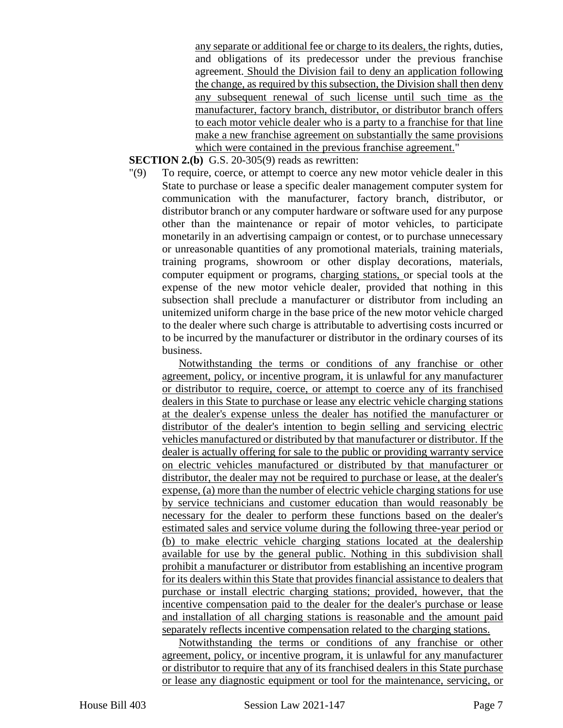any separate or additional fee or charge to its dealers, the rights, duties, and obligations of its predecessor under the previous franchise agreement. Should the Division fail to deny an application following the change, as required by this subsection, the Division shall then deny any subsequent renewal of such license until such time as the manufacturer, factory branch, distributor, or distributor branch offers to each motor vehicle dealer who is a party to a franchise for that line make a new franchise agreement on substantially the same provisions which were contained in the previous franchise agreement."

**SECTION 2.(b)** G.S. 20-305(9) reads as rewritten:

"(9) To require, coerce, or attempt to coerce any new motor vehicle dealer in this State to purchase or lease a specific dealer management computer system for communication with the manufacturer, factory branch, distributor, or distributor branch or any computer hardware or software used for any purpose other than the maintenance or repair of motor vehicles, to participate monetarily in an advertising campaign or contest, or to purchase unnecessary or unreasonable quantities of any promotional materials, training materials, training programs, showroom or other display decorations, materials, computer equipment or programs, charging stations, or special tools at the expense of the new motor vehicle dealer, provided that nothing in this subsection shall preclude a manufacturer or distributor from including an unitemized uniform charge in the base price of the new motor vehicle charged to the dealer where such charge is attributable to advertising costs incurred or to be incurred by the manufacturer or distributor in the ordinary courses of its business.

Notwithstanding the terms or conditions of any franchise or other agreement, policy, or incentive program, it is unlawful for any manufacturer or distributor to require, coerce, or attempt to coerce any of its franchised dealers in this State to purchase or lease any electric vehicle charging stations at the dealer's expense unless the dealer has notified the manufacturer or distributor of the dealer's intention to begin selling and servicing electric vehicles manufactured or distributed by that manufacturer or distributor. If the dealer is actually offering for sale to the public or providing warranty service on electric vehicles manufactured or distributed by that manufacturer or distributor, the dealer may not be required to purchase or lease, at the dealer's expense, (a) more than the number of electric vehicle charging stations for use by service technicians and customer education than would reasonably be necessary for the dealer to perform these functions based on the dealer's estimated sales and service volume during the following three-year period or (b) to make electric vehicle charging stations located at the dealership available for use by the general public. Nothing in this subdivision shall prohibit a manufacturer or distributor from establishing an incentive program for its dealers within this State that provides financial assistance to dealers that purchase or install electric charging stations; provided, however, that the incentive compensation paid to the dealer for the dealer's purchase or lease and installation of all charging stations is reasonable and the amount paid separately reflects incentive compensation related to the charging stations.

Notwithstanding the terms or conditions of any franchise or other agreement, policy, or incentive program, it is unlawful for any manufacturer or distributor to require that any of its franchised dealers in this State purchase or lease any diagnostic equipment or tool for the maintenance, servicing, or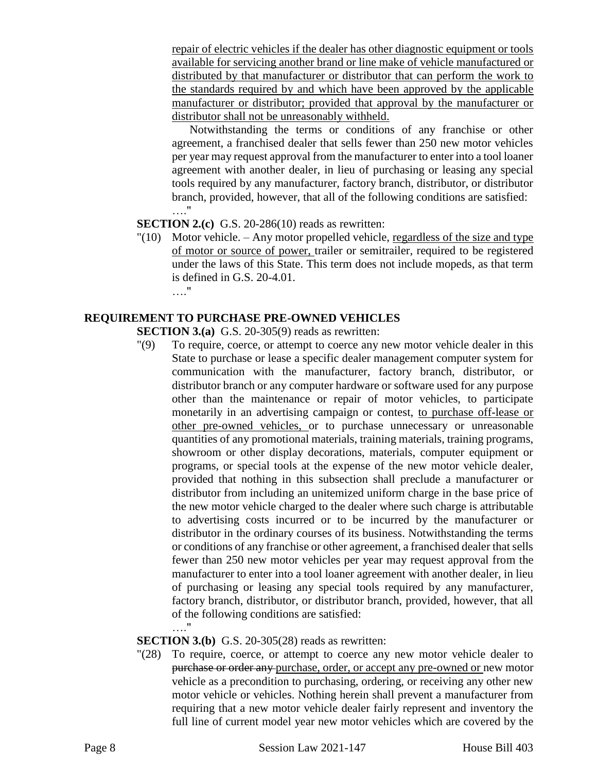repair of electric vehicles if the dealer has other diagnostic equipment or tools available for servicing another brand or line make of vehicle manufactured or distributed by that manufacturer or distributor that can perform the work to the standards required by and which have been approved by the applicable manufacturer or distributor; provided that approval by the manufacturer or distributor shall not be unreasonably withheld.

Notwithstanding the terms or conditions of any franchise or other agreement, a franchised dealer that sells fewer than 250 new motor vehicles per year may request approval from the manufacturer to enter into a tool loaner agreement with another dealer, in lieu of purchasing or leasing any special tools required by any manufacturer, factory branch, distributor, or distributor branch, provided, however, that all of the following conditions are satisfied:

…."

**SECTION 2.(c)** G.S. 20-286(10) reads as rewritten:

"(10) Motor vehicle. – Any motor propelled vehicle, regardless of the size and type of motor or source of power, trailer or semitrailer, required to be registered under the laws of this State. This term does not include mopeds, as that term is defined in G.S. 20-4.01.

…."

## REQUIREMENT TO PURCHASE PRE-OWNED VEHICLES

**SECTION 3.(a)** G.S. 20-305(9) reads as rewritten:

"(9) To require, coerce, or attempt to coerce any new motor vehicle dealer in this State to purchase or lease a specific dealer management computer system for communication with the manufacturer, factory branch, distributor, or distributor branch or any computer hardware or software used for any purpose other than the maintenance or repair of motor vehicles, to participate monetarily in an advertising campaign or contest, to purchase off-lease or other pre-owned vehicles, or to purchase unnecessary or unreasonable quantities of any promotional materials, training materials, training programs, showroom or other display decorations, materials, computer equipment or programs, or special tools at the expense of the new motor vehicle dealer, provided that nothing in this subsection shall preclude a manufacturer or distributor from including an unitemized uniform charge in the base price of the new motor vehicle charged to the dealer where such charge is attributable to advertising costs incurred or to be incurred by the manufacturer or distributor in the ordinary courses of its business. Notwithstanding the terms or conditions of any franchise or other agreement, a franchised dealer that sells fewer than 250 new motor vehicles per year may request approval from the manufacturer to enter into a tool loaner agreement with another dealer, in lieu of purchasing or leasing any special tools required by any manufacturer, factory branch, distributor, or distributor branch, provided, however, that all of the following conditions are satisfied:

…."

**SECTION 3.(b)** G.S. 20-305(28) reads as rewritten:

"(28) To require, coerce, or attempt to coerce any new motor vehicle dealer to ~~purchase or order any~~ purchase, order, or accept any pre-owned or new motor vehicle as a precondition to purchasing, ordering, or receiving any other new motor vehicle or vehicles. Nothing herein shall prevent a manufacturer from requiring that a new motor vehicle dealer fairly represent and inventory the full line of current model year new motor vehicles which are covered by the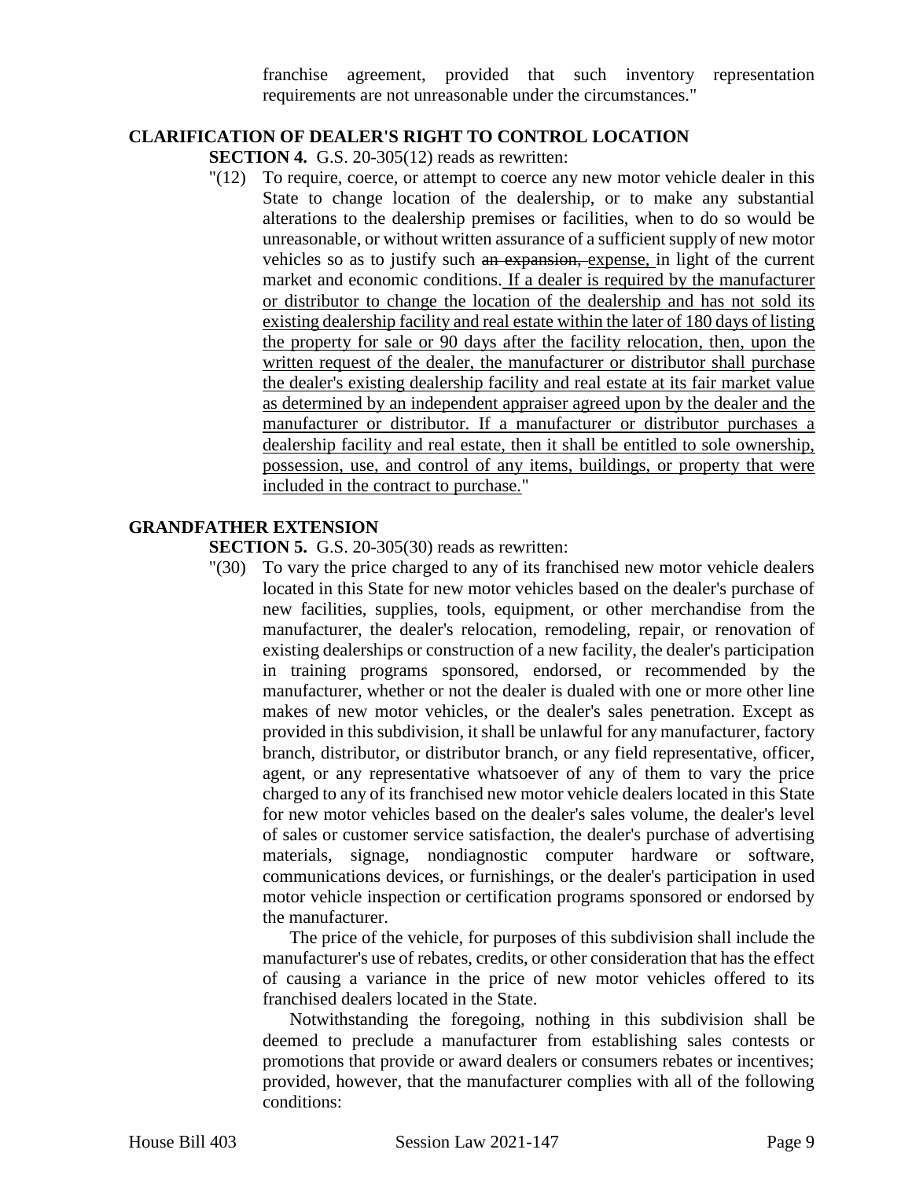franchise agreement, provided that such inventory representation requirements are not unreasonable under the circumstances."

**CLARIFICATION OF DEALER'S RIGHT TO CONTROL LOCATION**

**SECTION 4.** G.S. 20-305(12) reads as rewritten:

"(12) To require, coerce, or attempt to coerce any new motor vehicle dealer in this State to change location of the dealership, or to make any substantial alterations to the dealership premises or facilities, when to do so would be unreasonable, or without written assurance of a sufficient supply of new motor vehicles so as to justify such ~~an expansion,~~ expense, in light of the current market and economic conditions. If a dealer is required by the manufacturer or distributor to change the location of the dealership and has not sold its existing dealership facility and real estate within the later of 180 days of listing the property for sale or 90 days after the facility relocation, then, upon the written request of the dealer, the manufacturer or distributor shall purchase the dealer's existing dealership facility and real estate at its fair market value as determined by an independent appraiser agreed upon by the dealer and the manufacturer or distributor. If a manufacturer or distributor purchases a dealership facility and real estate, then it shall be entitled to sole ownership, possession, use, and control of any items, buildings, or property that were included in the contract to purchase."

**GRANDFATHER EXTENSION**

**SECTION 5.** G.S. 20-305(30) reads as rewritten:

"(30) To vary the price charged to any of its franchised new motor vehicle dealers located in this State for new motor vehicles based on the dealer's purchase of new facilities, supplies, tools, equipment, or other merchandise from the manufacturer, the dealer's relocation, remodeling, repair, or renovation of existing dealerships or construction of a new facility, the dealer's participation in training programs sponsored, endorsed, or recommended by the manufacturer, whether or not the dealer is dualed with one or more other line makes of new motor vehicles, or the dealer's sales penetration. Except as provided in this subdivision, it shall be unlawful for any manufacturer, factory branch, distributor, or distributor branch, or any field representative, officer, agent, or any representative whatsoever of any of them to vary the price charged to any of its franchised new motor vehicle dealers located in this State for new motor vehicles based on the dealer's sales volume, the dealer's level of sales or customer service satisfaction, the dealer's purchase of advertising materials, signage, nondiagnostic computer hardware or software, communications devices, or furnishings, or the dealer's participation in used motor vehicle inspection or certification programs sponsored or endorsed by the manufacturer.

The price of the vehicle, for purposes of this subdivision shall include the manufacturer's use of rebates, credits, or other consideration that has the effect of causing a variance in the price of new motor vehicles offered to its franchised dealers located in the State.

Notwithstanding the foregoing, nothing in this subdivision shall be deemed to preclude a manufacturer from establishing sales contests or promotions that provide or award dealers or consumers rebates or incentives; provided, however, that the manufacturer complies with all of the following conditions: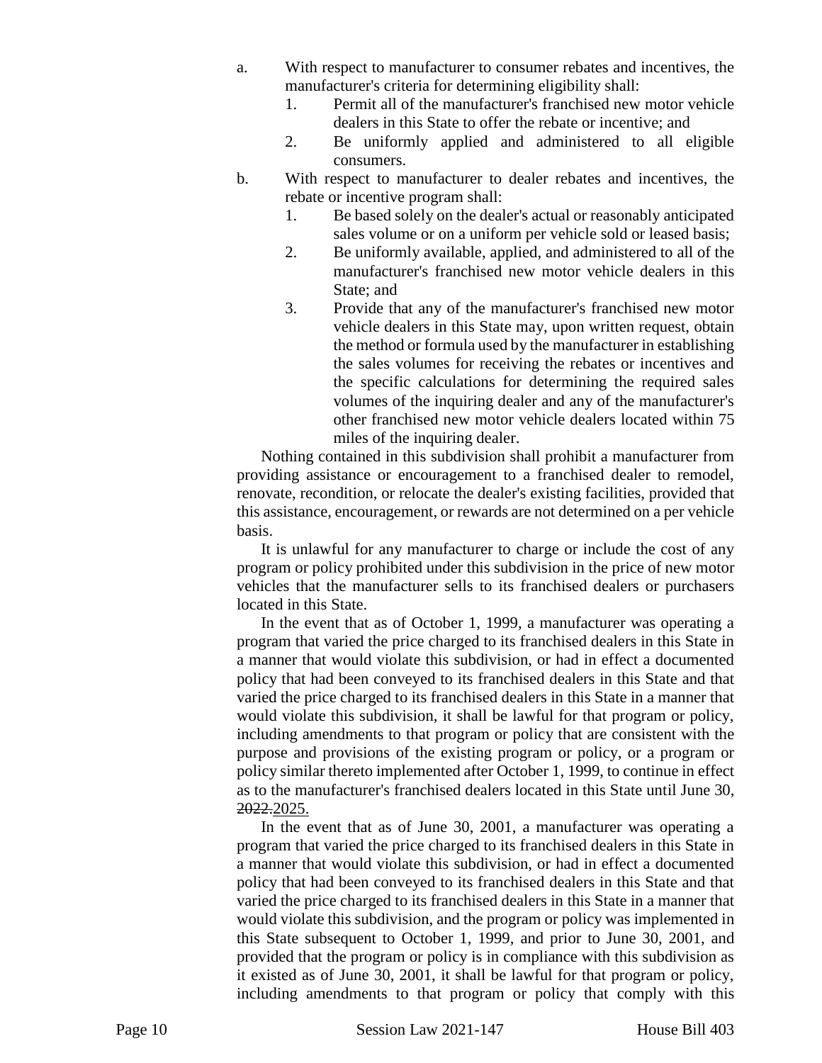a. With respect to manufacturer to consumer rebates and incentives, the manufacturer's criteria for determining eligibility shall:
   1. Permit all of the manufacturer's franchised new motor vehicle dealers in this State to offer the rebate or incentive; and
   2. Be uniformly applied and administered to all eligible consumers.

b. With respect to manufacturer to dealer rebates and incentives, the rebate or incentive program shall:
   1. Be based solely on the dealer's actual or reasonably anticipated sales volume or on a uniform per vehicle sold or leased basis;
   2. Be uniformly available, applied, and administered to all of the manufacturer's franchised new motor vehicle dealers in this State; and
   3. Provide that any of the manufacturer's franchised new motor vehicle dealers in this State may, upon written request, obtain the method or formula used by the manufacturer in establishing the sales volumes for receiving the rebates or incentives and the specific calculations for determining the required sales volumes of the inquiring dealer and any of the manufacturer's other franchised new motor vehicle dealers located within 75 miles of the inquiring dealer.

Nothing contained in this subdivision shall prohibit a manufacturer from providing assistance or encouragement to a franchised dealer to remodel, renovate, recondition, or relocate the dealer's existing facilities, provided that this assistance, encouragement, or rewards are not determined on a per vehicle basis.

It is unlawful for any manufacturer to charge or include the cost of any program or policy prohibited under this subdivision in the price of new motor vehicles that the manufacturer sells to its franchised dealers or purchasers located in this State.

In the event that as of October 1, 1999, a manufacturer was operating a program that varied the price charged to its franchised dealers in this State in a manner that would violate this subdivision, or had in effect a documented policy that had been conveyed to its franchised dealers in this State and that varied the price charged to its franchised dealers in this State in a manner that would violate this subdivision, it shall be lawful for that program or policy, including amendments to that program or policy that are consistent with the purpose and provisions of the existing program or policy, or a program or policy similar thereto implemented after October 1, 1999, to continue in effect as to the manufacturer's franchised dealers located in this State until June 30, ~~2022.~~<u>2025.</u>

In the event that as of June 30, 2001, a manufacturer was operating a program that varied the price charged to its franchised dealers in this State in a manner that would violate this subdivision, or had in effect a documented policy that had been conveyed to its franchised dealers in this State and that varied the price charged to its franchised dealers in this State in a manner that would violate this subdivision, and the program or policy was implemented in this State subsequent to October 1, 1999, and prior to June 30, 2001, and provided that the program or policy is in compliance with this subdivision as it existed as of June 30, 2001, it shall be lawful for that program or policy, including amendments to that program or policy that comply with this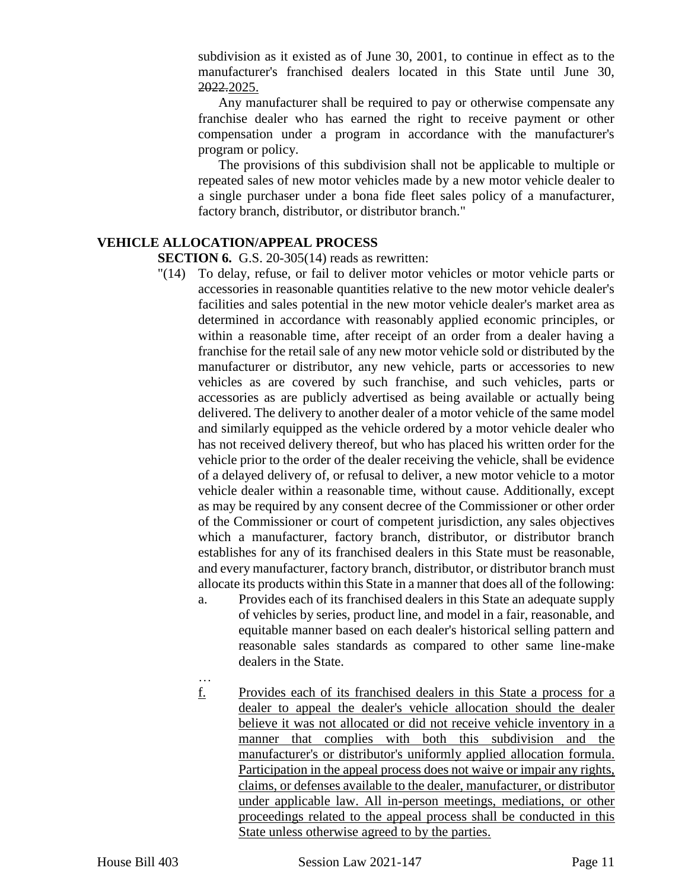subdivision as it existed as of June 30, 2001, to continue in effect as to the manufacturer's franchised dealers located in this State until June 30, ~~2022.~~2025.

Any manufacturer shall be required to pay or otherwise compensate any franchise dealer who has earned the right to receive payment or other compensation under a program in accordance with the manufacturer's program or policy.

The provisions of this subdivision shall not be applicable to multiple or repeated sales of new motor vehicles made by a new motor vehicle dealer to a single purchaser under a bona fide fleet sales policy of a manufacturer, factory branch, distributor, or distributor branch."

**VEHICLE ALLOCATION/APPEAL PROCESS**

**SECTION 6.** G.S. 20-305(14) reads as rewritten:

"(14) To delay, refuse, or fail to deliver motor vehicles or motor vehicle parts or accessories in reasonable quantities relative to the new motor vehicle dealer's facilities and sales potential in the new motor vehicle dealer's market area as determined in accordance with reasonably applied economic principles, or within a reasonable time, after receipt of an order from a dealer having a franchise for the retail sale of any new motor vehicle sold or distributed by the manufacturer or distributor, any new vehicle, parts or accessories to new vehicles as are covered by such franchise, and such vehicles, parts or accessories as are publicly advertised as being available or actually being delivered. The delivery to another dealer of a motor vehicle of the same model and similarly equipped as the vehicle ordered by a motor vehicle dealer who has not received delivery thereof, but who has placed his written order for the vehicle prior to the order of the dealer receiving the vehicle, shall be evidence of a delayed delivery of, or refusal to deliver, a new motor vehicle to a motor vehicle dealer within a reasonable time, without cause. Additionally, except as may be required by any consent decree of the Commissioner or other order of the Commissioner or court of competent jurisdiction, any sales objectives which a manufacturer, factory branch, distributor, or distributor branch establishes for any of its franchised dealers in this State must be reasonable, and every manufacturer, factory branch, distributor, or distributor branch must allocate its products within this State in a manner that does all of the following:

a. Provides each of its franchised dealers in this State an adequate supply of vehicles by series, product line, and model in a fair, reasonable, and equitable manner based on each dealer's historical selling pattern and reasonable sales standards as compared to other same line-make dealers in the State.

…

<u>f.</u> <u>Provides each of its franchised dealers in this State a process for a dealer to appeal the dealer's vehicle allocation should the dealer believe it was not allocated or did not receive vehicle inventory in a manner that complies with both this subdivision and the manufacturer's or distributor's uniformly applied allocation formula. Participation in the appeal process does not waive or impair any rights, claims, or defenses available to the dealer, manufacturer, or distributor under applicable law. All in-person meetings, mediations, or other proceedings related to the appeal process shall be conducted in this State unless otherwise agreed to by the parties.</u>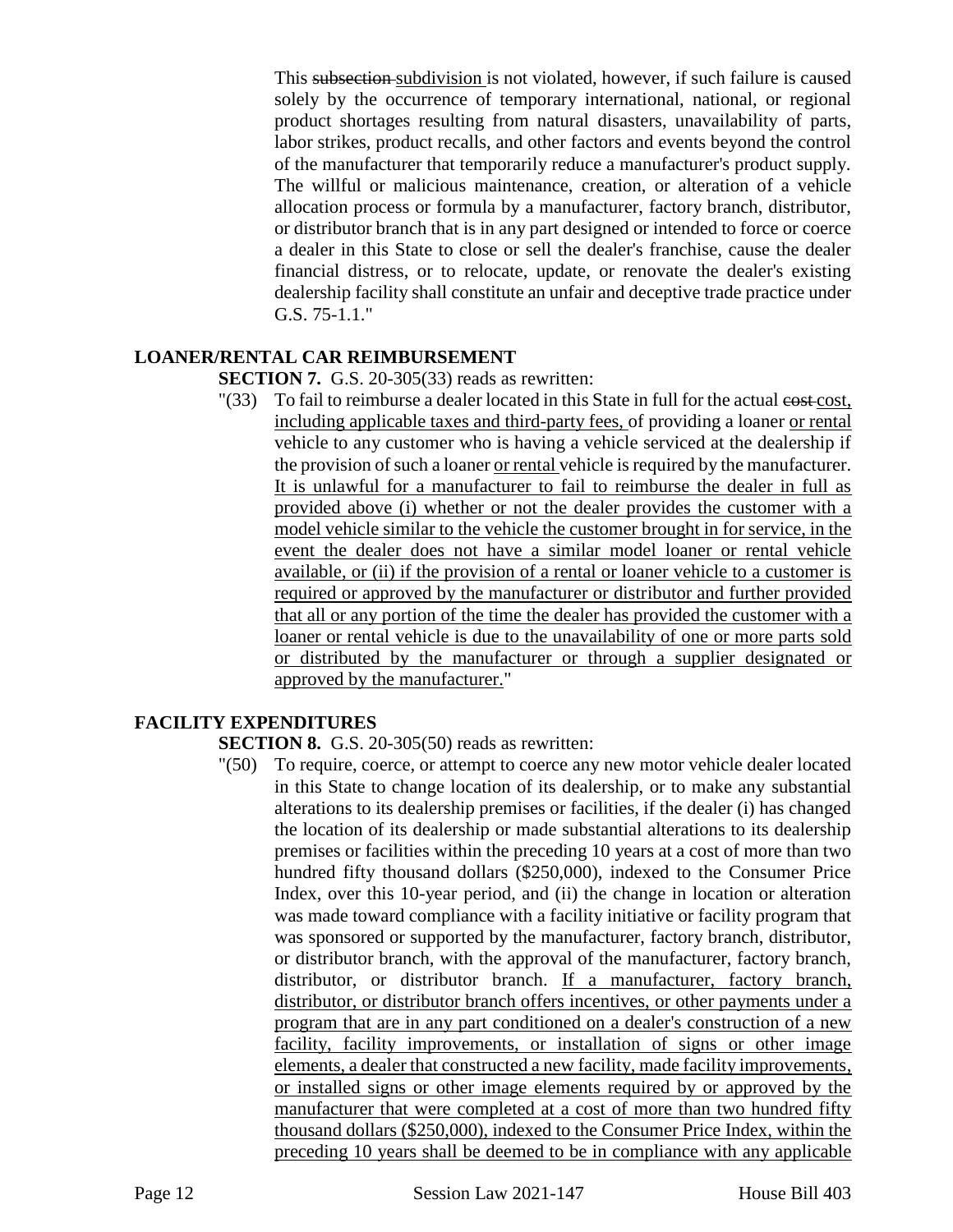This ~~subsection~~ subdivision is not violated, however, if such failure is caused solely by the occurrence of temporary international, national, or regional product shortages resulting from natural disasters, unavailability of parts, labor strikes, product recalls, and other factors and events beyond the control of the manufacturer that temporarily reduce a manufacturer's product supply. The willful or malicious maintenance, creation, or alteration of a vehicle allocation process or formula by a manufacturer, factory branch, distributor, or distributor branch that is in any part designed or intended to force or coerce a dealer in this State to close or sell the dealer's franchise, cause the dealer financial distress, or to relocate, update, or renovate the dealer's existing dealership facility shall constitute an unfair and deceptive trade practice under G.S. 75-1.1."

**LOANER/RENTAL CAR REIMBURSEMENT**

**SECTION 7.** G.S. 20-305(33) reads as rewritten:

"(33) To fail to reimburse a dealer located in this State in full for the actual ~~cost~~ <u>cost, including applicable taxes and third-party fees,</u> of providing a loaner <u>or rental</u> vehicle to any customer who is having a vehicle serviced at the dealership if the provision of such a loaner <u>or rental</u> vehicle is required by the manufacturer. <u>It is unlawful for a manufacturer to fail to reimburse the dealer in full as provided above (i) whether or not the dealer provides the customer with a model vehicle similar to the vehicle the customer brought in for service, in the event the dealer does not have a similar model loaner or rental vehicle available, or (ii) if the provision of a rental or loaner vehicle to a customer is required or approved by the manufacturer or distributor and further provided that all or any portion of the time the dealer has provided the customer with a loaner or rental vehicle is due to the unavailability of one or more parts sold or distributed by the manufacturer or through a supplier designated or approved by the manufacturer.</u>"

**FACILITY EXPENDITURES**

**SECTION 8.** G.S. 20-305(50) reads as rewritten:

"(50) To require, coerce, or attempt to coerce any new motor vehicle dealer located in this State to change location of its dealership, or to make any substantial alterations to its dealership premises or facilities, if the dealer (i) has changed the location of its dealership or made substantial alterations to its dealership premises or facilities within the preceding 10 years at a cost of more than two hundred fifty thousand dollars ($250,000), indexed to the Consumer Price Index, over this 10-year period, and (ii) the change in location or alteration was made toward compliance with a facility initiative or facility program that was sponsored or supported by the manufacturer, factory branch, distributor, or distributor branch, with the approval of the manufacturer, factory branch, distributor, or distributor branch. <u>If a manufacturer, factory branch, distributor, or distributor branch offers incentives, or other payments under a program that are in any part conditioned on a dealer's construction of a new facility, facility improvements, or installation of signs or other image elements, a dealer that constructed a new facility, made facility improvements, or installed signs or other image elements required by or approved by the manufacturer that were completed at a cost of more than two hundred fifty thousand dollars ($250,000), indexed to the Consumer Price Index, within the preceding 10 years shall be deemed to be in compliance with any applicable</u>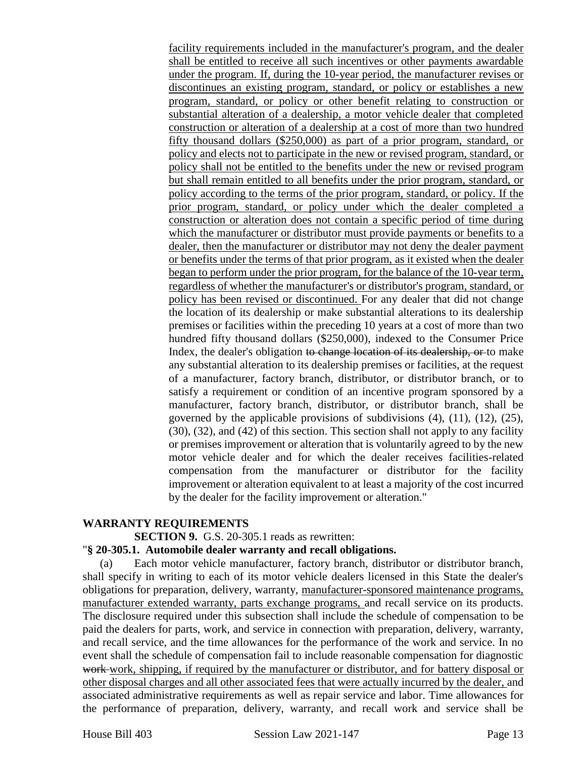facility requirements included in the manufacturer's program, and the dealer shall be entitled to receive all such incentives or other payments awardable under the program. If, during the 10-year period, the manufacturer revises or discontinues an existing program, standard, or policy or establishes a new program, standard, or policy or other benefit relating to construction or substantial alteration of a dealership, a motor vehicle dealer that completed construction or alteration of a dealership at a cost of more than two hundred fifty thousand dollars ($250,000) as part of a prior program, standard, or policy and elects not to participate in the new or revised program, standard, or policy shall not be entitled to the benefits under the new or revised program but shall remain entitled to all benefits under the prior program, standard, or policy according to the terms of the prior program, standard, or policy. If the prior program, standard, or policy under which the dealer completed a construction or alteration does not contain a specific period of time during which the manufacturer or distributor must provide payments or benefits to a dealer, then the manufacturer or distributor may not deny the dealer payment or benefits under the terms of that prior program, as it existed when the dealer began to perform under the prior program, for the balance of the 10-year term, regardless of whether the manufacturer's or distributor's program, standard, or policy has been revised or discontinued. For any dealer that did not change the location of its dealership or make substantial alterations to its dealership premises or facilities within the preceding 10 years at a cost of more than two hundred fifty thousand dollars ($250,000), indexed to the Consumer Price Index, the dealer's obligation ~~to change location of its dealership, or~~ to make any substantial alteration to its dealership premises or facilities, at the request of a manufacturer, factory branch, distributor, or distributor branch, or to satisfy a requirement or condition of an incentive program sponsored by a manufacturer, factory branch, distributor, or distributor branch, shall be governed by the applicable provisions of subdivisions (4), (11), (12), (25), (30), (32), and (42) of this section. This section shall not apply to any facility or premises improvement or alteration that is voluntarily agreed to by the new motor vehicle dealer and for which the dealer receives facilities-related compensation from the manufacturer or distributor for the facility improvement or alteration equivalent to at least a majority of the cost incurred by the dealer for the facility improvement or alteration."

**WARRANTY REQUIREMENTS**

**SECTION 9.** G.S. 20-305.1 reads as rewritten:

"**§ 20-305.1. Automobile dealer warranty and recall obligations.**

(a) Each motor vehicle manufacturer, factory branch, distributor or distributor branch, shall specify in writing to each of its motor vehicle dealers licensed in this State the dealer's obligations for preparation, delivery, warranty, manufacturer-sponsored maintenance programs, manufacturer extended warranty, parts exchange programs, and recall service on its products. The disclosure required under this subsection shall include the schedule of compensation to be paid the dealers for parts, work, and service in connection with preparation, delivery, warranty, and recall service, and the time allowances for the performance of the work and service. In no event shall the schedule of compensation fail to include reasonable compensation for diagnostic ~~work~~ work, shipping, if required by the manufacturer or distributor, and for battery disposal or other disposal charges and all other associated fees that were actually incurred by the dealer, and associated administrative requirements as well as repair service and labor. Time allowances for the performance of preparation, delivery, warranty, and recall work and service shall be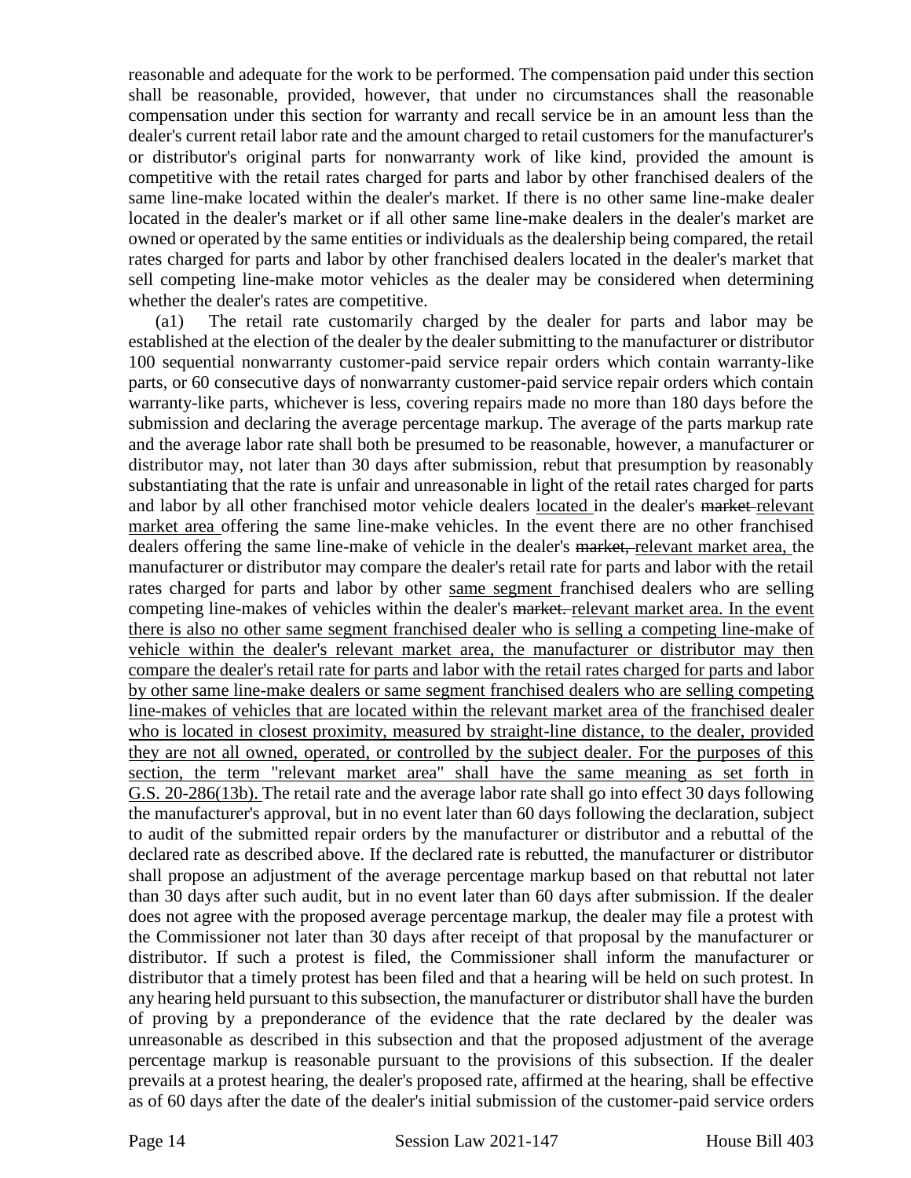reasonable and adequate for the work to be performed. The compensation paid under this section shall be reasonable, provided, however, that under no circumstances shall the reasonable compensation under this section for warranty and recall service be in an amount less than the dealer's current retail labor rate and the amount charged to retail customers for the manufacturer's or distributor's original parts for nonwarranty work of like kind, provided the amount is competitive with the retail rates charged for parts and labor by other franchised dealers of the same line-make located within the dealer's market. If there is no other same line-make dealer located in the dealer's market or if all other same line-make dealers in the dealer's market are owned or operated by the same entities or individuals as the dealership being compared, the retail rates charged for parts and labor by other franchised dealers located in the dealer's market that sell competing line-make motor vehicles as the dealer may be considered when determining whether the dealer's rates are competitive.

(a1) The retail rate customarily charged by the dealer for parts and labor may be established at the election of the dealer by the dealer submitting to the manufacturer or distributor 100 sequential nonwarranty customer-paid service repair orders which contain warranty-like parts, or 60 consecutive days of nonwarranty customer-paid service repair orders which contain warranty-like parts, whichever is less, covering repairs made no more than 180 days before the submission and declaring the average percentage markup. The average of the parts markup rate and the average labor rate shall both be presumed to be reasonable, however, a manufacturer or distributor may, not later than 30 days after submission, rebut that presumption by reasonably substantiating that the rate is unfair and unreasonable in light of the retail rates charged for parts and labor by all other franchised motor vehicle dealers <u>located</u> in the dealer's ~~market~~ <u>relevant market area</u> offering the same line-make vehicles. In the event there are no other franchised dealers offering the same line-make of vehicle in the dealer's ~~market,~~ <u>relevant market area,</u> the manufacturer or distributor may compare the dealer's retail rate for parts and labor with the retail rates charged for parts and labor by other <u>same segment</u> franchised dealers who are selling competing line-makes of vehicles within the dealer's ~~market.~~ <u>relevant market area. In the event there is also no other same segment franchised dealer who is selling a competing line-make of vehicle within the dealer's relevant market area, the manufacturer or distributor may then compare the dealer's retail rate for parts and labor with the retail rates charged for parts and labor by other same line-make dealers or same segment franchised dealers who are selling competing line-makes of vehicles that are located within the relevant market area of the franchised dealer who is located in closest proximity, measured by straight-line distance, to the dealer, provided they are not all owned, operated, or controlled by the subject dealer. For the purposes of this section, the term "relevant market area" shall have the same meaning as set forth in G.S. 20-286(13b).</u> The retail rate and the average labor rate shall go into effect 30 days following the manufacturer's approval, but in no event later than 60 days following the declaration, subject to audit of the submitted repair orders by the manufacturer or distributor and a rebuttal of the declared rate as described above. If the declared rate is rebutted, the manufacturer or distributor shall propose an adjustment of the average percentage markup based on that rebuttal not later than 30 days after such audit, but in no event later than 60 days after submission. If the dealer does not agree with the proposed average percentage markup, the dealer may file a protest with the Commissioner not later than 30 days after receipt of that proposal by the manufacturer or distributor. If such a protest is filed, the Commissioner shall inform the manufacturer or distributor that a timely protest has been filed and that a hearing will be held on such protest. In any hearing held pursuant to this subsection, the manufacturer or distributor shall have the burden of proving by a preponderance of the evidence that the rate declared by the dealer was unreasonable as described in this subsection and that the proposed adjustment of the average percentage markup is reasonable pursuant to the provisions of this subsection. If the dealer prevails at a protest hearing, the dealer's proposed rate, affirmed at the hearing, shall be effective as of 60 days after the date of the dealer's initial submission of the customer-paid service orders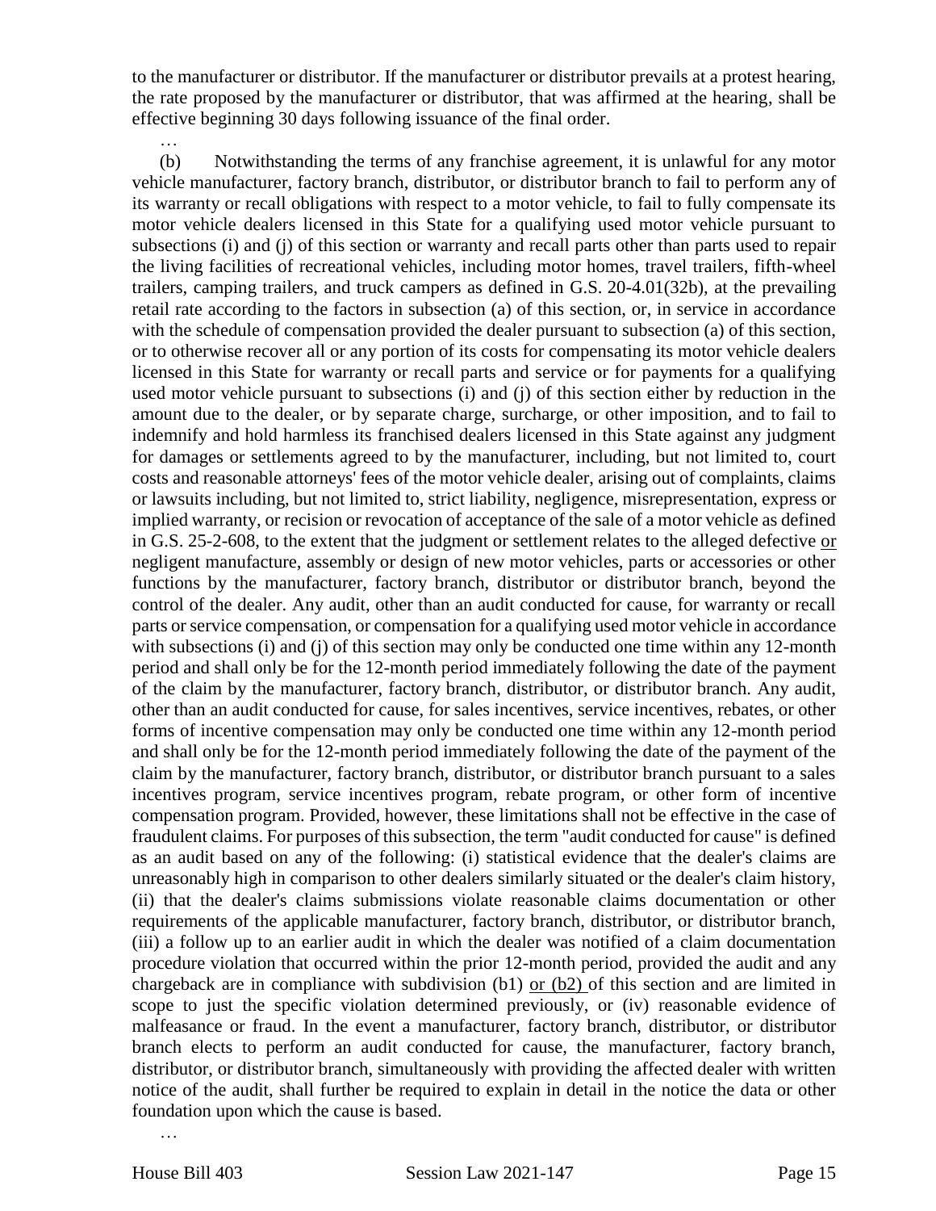to the manufacturer or distributor. If the manufacturer or distributor prevails at a protest hearing, the rate proposed by the manufacturer or distributor, that was affirmed at the hearing, shall be effective beginning 30 days following issuance of the final order.

…

(b) Notwithstanding the terms of any franchise agreement, it is unlawful for any motor vehicle manufacturer, factory branch, distributor, or distributor branch to fail to perform any of its warranty or recall obligations with respect to a motor vehicle, to fail to fully compensate its motor vehicle dealers licensed in this State for a qualifying used motor vehicle pursuant to subsections (i) and (j) of this section or warranty and recall parts other than parts used to repair the living facilities of recreational vehicles, including motor homes, travel trailers, fifth-wheel trailers, camping trailers, and truck campers as defined in G.S. 20-4.01(32b), at the prevailing retail rate according to the factors in subsection (a) of this section, or, in service in accordance with the schedule of compensation provided the dealer pursuant to subsection (a) of this section, or to otherwise recover all or any portion of its costs for compensating its motor vehicle dealers licensed in this State for warranty or recall parts and service or for payments for a qualifying used motor vehicle pursuant to subsections (i) and (j) of this section either by reduction in the amount due to the dealer, or by separate charge, surcharge, or other imposition, and to fail to indemnify and hold harmless its franchised dealers licensed in this State against any judgment for damages or settlements agreed to by the manufacturer, including, but not limited to, court costs and reasonable attorneys' fees of the motor vehicle dealer, arising out of complaints, claims or lawsuits including, but not limited to, strict liability, negligence, misrepresentation, express or implied warranty, or recision or revocation of acceptance of the sale of a motor vehicle as defined in G.S. 25-2-608, to the extent that the judgment or settlement relates to the alleged defective or negligent manufacture, assembly or design of new motor vehicles, parts or accessories or other functions by the manufacturer, factory branch, distributor or distributor branch, beyond the control of the dealer. Any audit, other than an audit conducted for cause, for warranty or recall parts or service compensation, or compensation for a qualifying used motor vehicle in accordance with subsections (i) and (j) of this section may only be conducted one time within any 12-month period and shall only be for the 12-month period immediately following the date of the payment of the claim by the manufacturer, factory branch, distributor, or distributor branch. Any audit, other than an audit conducted for cause, for sales incentives, service incentives, rebates, or other forms of incentive compensation may only be conducted one time within any 12-month period and shall only be for the 12-month period immediately following the date of the payment of the claim by the manufacturer, factory branch, distributor, or distributor branch pursuant to a sales incentives program, service incentives program, rebate program, or other form of incentive compensation program. Provided, however, these limitations shall not be effective in the case of fraudulent claims. For purposes of this subsection, the term "audit conducted for cause" is defined as an audit based on any of the following: (i) statistical evidence that the dealer's claims are unreasonably high in comparison to other dealers similarly situated or the dealer's claim history, (ii) that the dealer's claims submissions violate reasonable claims documentation or other requirements of the applicable manufacturer, factory branch, distributor, or distributor branch, (iii) a follow up to an earlier audit in which the dealer was notified of a claim documentation procedure violation that occurred within the prior 12-month period, provided the audit and any chargeback are in compliance with subdivision (b1) or (b2) of this section and are limited in scope to just the specific violation determined previously, or (iv) reasonable evidence of malfeasance or fraud. In the event a manufacturer, factory branch, distributor, or distributor branch elects to perform an audit conducted for cause, the manufacturer, factory branch, distributor, or distributor branch, simultaneously with providing the affected dealer with written notice of the audit, shall further be required to explain in detail in the notice the data or other foundation upon which the cause is based.

…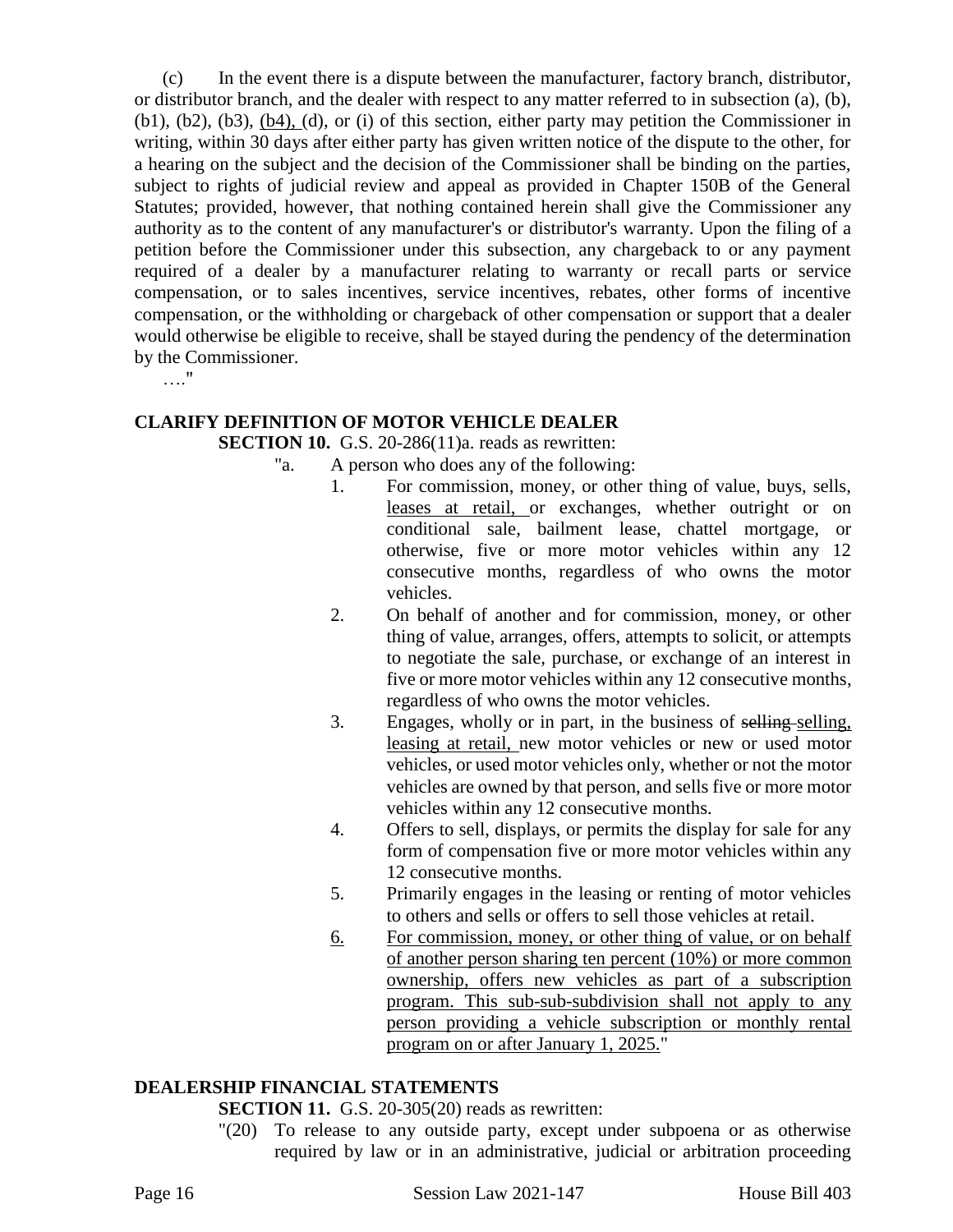(c) In the event there is a dispute between the manufacturer, factory branch, distributor, or distributor branch, and the dealer with respect to any matter referred to in subsection (a), (b), (b1), (b2), (b3), <u>(b4),</u> (d), or (i) of this section, either party may petition the Commissioner in writing, within 30 days after either party has given written notice of the dispute to the other, for a hearing on the subject and the decision of the Commissioner shall be binding on the parties, subject to rights of judicial review and appeal as provided in Chapter 150B of the General Statutes; provided, however, that nothing contained herein shall give the Commissioner any authority as to the content of any manufacturer's or distributor's warranty. Upon the filing of a petition before the Commissioner under this subsection, any chargeback to or any payment required of a dealer by a manufacturer relating to warranty or recall parts or service compensation, or to sales incentives, service incentives, rebates, other forms of incentive compensation, or the withholding or chargeback of other compensation or support that a dealer would otherwise be eligible to receive, shall be stayed during the pendency of the determination by the Commissioner.

…."

**CLARIFY DEFINITION OF MOTOR VEHICLE DEALER**

**SECTION 10.** G.S. 20-286(11)a. reads as rewritten:

"a. A person who does any of the following:

1. For commission, money, or other thing of value, buys, sells, <u>leases at retail,</u> or exchanges, whether outright or on conditional sale, bailment lease, chattel mortgage, or otherwise, five or more motor vehicles within any 12 consecutive months, regardless of who owns the motor vehicles.
2. On behalf of another and for commission, money, or other thing of value, arranges, offers, attempts to solicit, or attempts to negotiate the sale, purchase, or exchange of an interest in five or more motor vehicles within any 12 consecutive months, regardless of who owns the motor vehicles.
3. Engages, wholly or in part, in the business of ~~selling~~ <u>selling, leasing at retail,</u> new motor vehicles or new or used motor vehicles, or used motor vehicles only, whether or not the motor vehicles are owned by that person, and sells five or more motor vehicles within any 12 consecutive months.
4. Offers to sell, displays, or permits the display for sale for any form of compensation five or more motor vehicles within any 12 consecutive months.
5. Primarily engages in the leasing or renting of motor vehicles to others and sells or offers to sell those vehicles at retail.
6. <u>For commission, money, or other thing of value, or on behalf of another person sharing ten percent (10%) or more common ownership, offers new vehicles as part of a subscription program. This sub-sub-subdivision shall not apply to any person providing a vehicle subscription or monthly rental program on or after January 1, 2025.</u>"

**DEALERSHIP FINANCIAL STATEMENTS**

**SECTION 11.** G.S. 20-305(20) reads as rewritten:

"(20) To release to any outside party, except under subpoena or as otherwise required by law or in an administrative, judicial or arbitration proceeding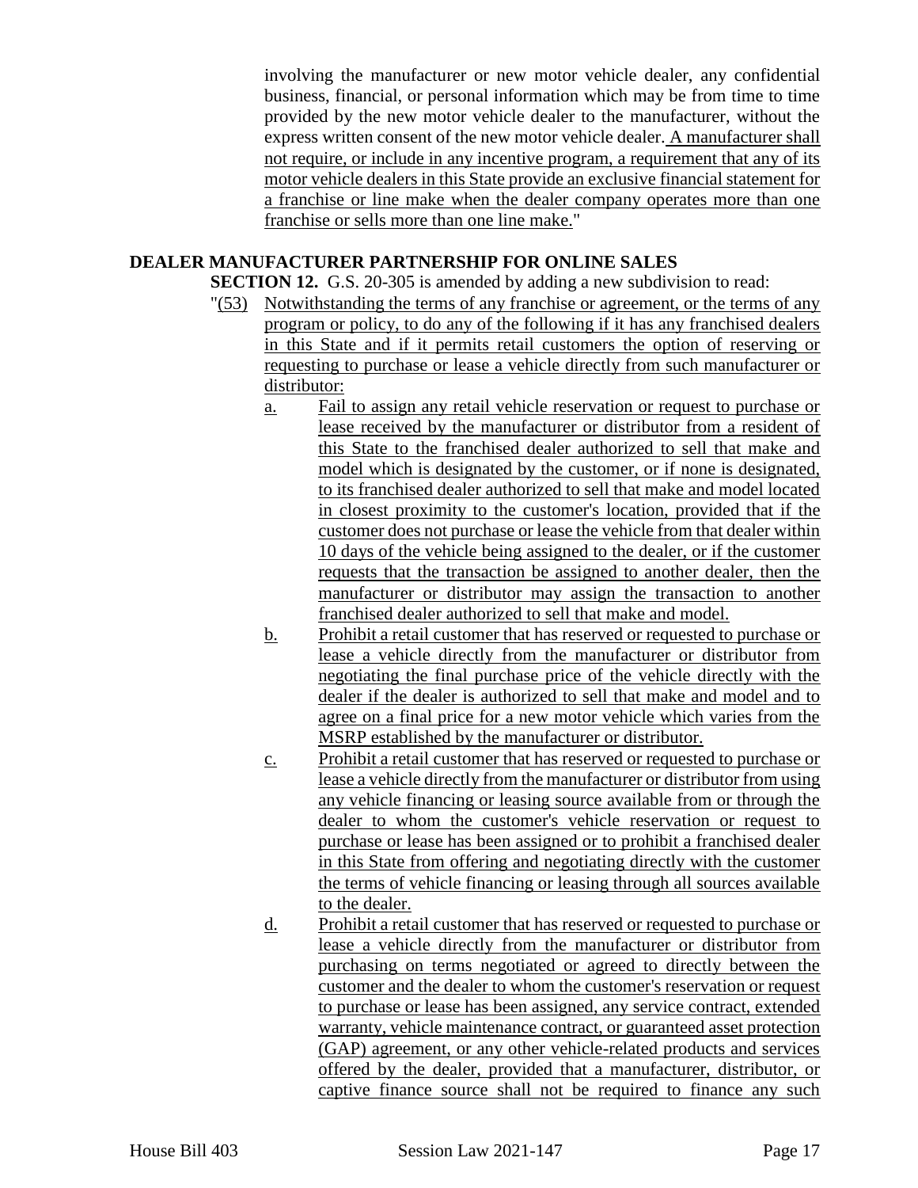involving the manufacturer or new motor vehicle dealer, any confidential business, financial, or personal information which may be from time to time provided by the new motor vehicle dealer to the manufacturer, without the express written consent of the new motor vehicle dealer. A manufacturer shall not require, or include in any incentive program, a requirement that any of its motor vehicle dealers in this State provide an exclusive financial statement for a franchise or line make when the dealer company operates more than one franchise or sells more than one line make."

**DEALER MANUFACTURER PARTNERSHIP FOR ONLINE SALES**

**SECTION 12.** G.S. 20-305 is amended by adding a new subdivision to read:

"(53) Notwithstanding the terms of any franchise or agreement, or the terms of any program or policy, to do any of the following if it has any franchised dealers in this State and if it permits retail customers the option of reserving or requesting to purchase or lease a vehicle directly from such manufacturer or distributor:

a. Fail to assign any retail vehicle reservation or request to purchase or lease received by the manufacturer or distributor from a resident of this State to the franchised dealer authorized to sell that make and model which is designated by the customer, or if none is designated, to its franchised dealer authorized to sell that make and model located in closest proximity to the customer's location, provided that if the customer does not purchase or lease the vehicle from that dealer within 10 days of the vehicle being assigned to the dealer, or if the customer requests that the transaction be assigned to another dealer, then the manufacturer or distributor may assign the transaction to another franchised dealer authorized to sell that make and model.

b. Prohibit a retail customer that has reserved or requested to purchase or lease a vehicle directly from the manufacturer or distributor from negotiating the final purchase price of the vehicle directly with the dealer if the dealer is authorized to sell that make and model and to agree on a final price for a new motor vehicle which varies from the MSRP established by the manufacturer or distributor.

c. Prohibit a retail customer that has reserved or requested to purchase or lease a vehicle directly from the manufacturer or distributor from using any vehicle financing or leasing source available from or through the dealer to whom the customer's vehicle reservation or request to purchase or lease has been assigned or to prohibit a franchised dealer in this State from offering and negotiating directly with the customer the terms of vehicle financing or leasing through all sources available to the dealer.

d. Prohibit a retail customer that has reserved or requested to purchase or lease a vehicle directly from the manufacturer or distributor from purchasing on terms negotiated or agreed to directly between the customer and the dealer to whom the customer's reservation or request to purchase or lease has been assigned, any service contract, extended warranty, vehicle maintenance contract, or guaranteed asset protection (GAP) agreement, or any other vehicle-related products and services offered by the dealer, provided that a manufacturer, distributor, or captive finance source shall not be required to finance any such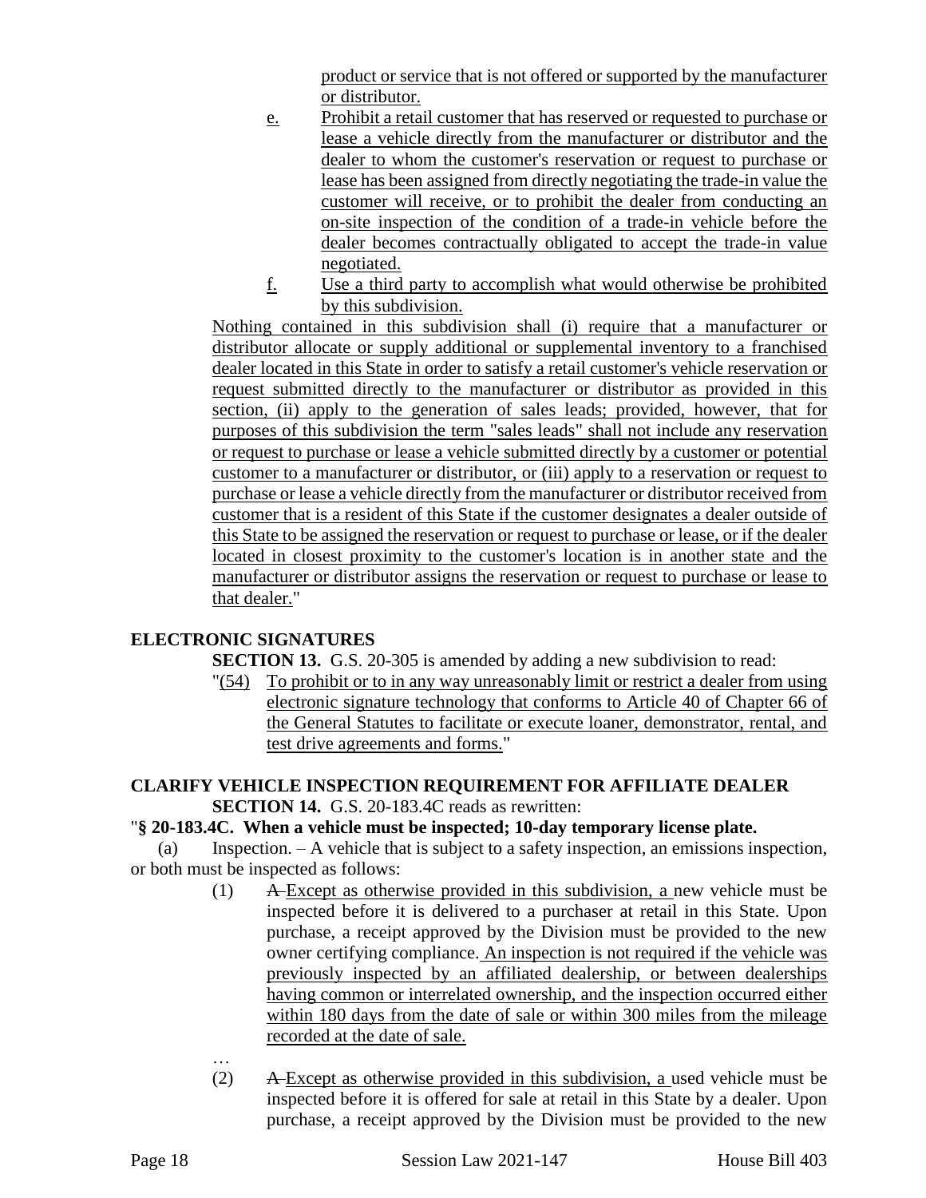product or service that is not offered or supported by the manufacturer or distributor.

e. Prohibit a retail customer that has reserved or requested to purchase or lease a vehicle directly from the manufacturer or distributor and the dealer to whom the customer's reservation or request to purchase or lease has been assigned from directly negotiating the trade-in value the customer will receive, or to prohibit the dealer from conducting an on-site inspection of the condition of a trade-in vehicle before the dealer becomes contractually obligated to accept the trade-in value negotiated.

f. Use a third party to accomplish what would otherwise be prohibited by this subdivision.

Nothing contained in this subdivision shall (i) require that a manufacturer or distributor allocate or supply additional or supplemental inventory to a franchised dealer located in this State in order to satisfy a retail customer's vehicle reservation or request submitted directly to the manufacturer or distributor as provided in this section, (ii) apply to the generation of sales leads; provided, however, that for purposes of this subdivision the term "sales leads" shall not include any reservation or request to purchase or lease a vehicle submitted directly by a customer or potential customer to a manufacturer or distributor, or (iii) apply to a reservation or request to purchase or lease a vehicle directly from the manufacturer or distributor received from customer that is a resident of this State if the customer designates a dealer outside of this State to be assigned the reservation or request to purchase or lease, or if the dealer located in closest proximity to the customer's location is in another state and the manufacturer or distributor assigns the reservation or request to purchase or lease to that dealer."

## ELECTRONIC SIGNATURES

**SECTION 13.** G.S. 20-305 is amended by adding a new subdivision to read:

"(54) To prohibit or to in any way unreasonably limit or restrict a dealer from using electronic signature technology that conforms to Article 40 of Chapter 66 of the General Statutes to facilitate or execute loaner, demonstrator, rental, and test drive agreements and forms."

## CLARIFY VEHICLE INSPECTION REQUIREMENT FOR AFFILIATE DEALER

**SECTION 14.** G.S. 20-183.4C reads as rewritten:

"**§ 20-183.4C. When a vehicle must be inspected; 10-day temporary license plate.**

(a) Inspection. – A vehicle that is subject to a safety inspection, an emissions inspection, or both must be inspected as follows:

(1) ~~A~~ Except as otherwise provided in this subdivision, a new vehicle must be inspected before it is delivered to a purchaser at retail in this State. Upon purchase, a receipt approved by the Division must be provided to the new owner certifying compliance. An inspection is not required if the vehicle was previously inspected by an affiliated dealership, or between dealerships having common or interrelated ownership, and the inspection occurred either within 180 days from the date of sale or within 300 miles from the mileage recorded at the date of sale.

…

(2) ~~A~~ Except as otherwise provided in this subdivision, a used vehicle must be inspected before it is offered for sale at retail in this State by a dealer. Upon purchase, a receipt approved by the Division must be provided to the new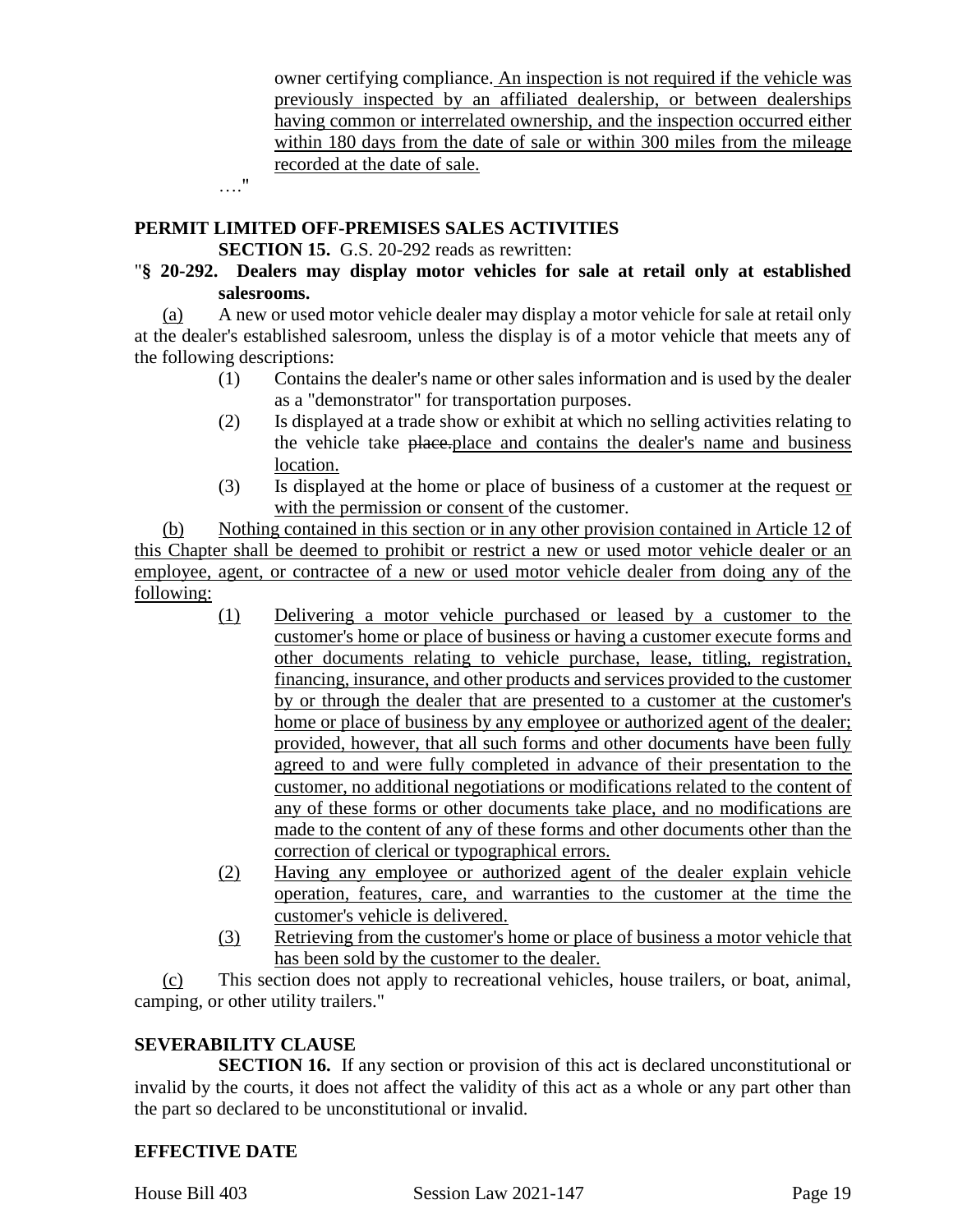owner certifying compliance. An inspection is not required if the vehicle was previously inspected by an affiliated dealership, or between dealerships having common or interrelated ownership, and the inspection occurred either within 180 days from the date of sale or within 300 miles from the mileage recorded at the date of sale.

…."

**PERMIT LIMITED OFF-PREMISES SALES ACTIVITIES**

**SECTION 15.** G.S. 20-292 reads as rewritten:

"**§ 20-292. Dealers may display motor vehicles for sale at retail only at established salesrooms.**

(a) A new or used motor vehicle dealer may display a motor vehicle for sale at retail only at the dealer's established salesroom, unless the display is of a motor vehicle that meets any of the following descriptions:

(1) Contains the dealer's name or other sales information and is used by the dealer as a "demonstrator" for transportation purposes.

(2) Is displayed at a trade show or exhibit at which no selling activities relating to the vehicle take ~~place.~~place and contains the dealer's name and business location.

(3) Is displayed at the home or place of business of a customer at the request or with the permission or consent of the customer.

(b) Nothing contained in this section or in any other provision contained in Article 12 of this Chapter shall be deemed to prohibit or restrict a new or used motor vehicle dealer or an employee, agent, or contractee of a new or used motor vehicle dealer from doing any of the following:

(1) Delivering a motor vehicle purchased or leased by a customer to the customer's home or place of business or having a customer execute forms and other documents relating to vehicle purchase, lease, titling, registration, financing, insurance, and other products and services provided to the customer by or through the dealer that are presented to a customer at the customer's home or place of business by any employee or authorized agent of the dealer; provided, however, that all such forms and other documents have been fully agreed to and were fully completed in advance of their presentation to the customer, no additional negotiations or modifications related to the content of any of these forms or other documents take place, and no modifications are made to the content of any of these forms and other documents other than the correction of clerical or typographical errors.

(2) Having any employee or authorized agent of the dealer explain vehicle operation, features, care, and warranties to the customer at the time the customer's vehicle is delivered.

(3) Retrieving from the customer's home or place of business a motor vehicle that has been sold by the customer to the dealer.

(c) This section does not apply to recreational vehicles, house trailers, or boat, animal, camping, or other utility trailers."

**SEVERABILITY CLAUSE**

**SECTION 16.** If any section or provision of this act is declared unconstitutional or invalid by the courts, it does not affect the validity of this act as a whole or any part other than the part so declared to be unconstitutional or invalid.

**EFFECTIVE DATE**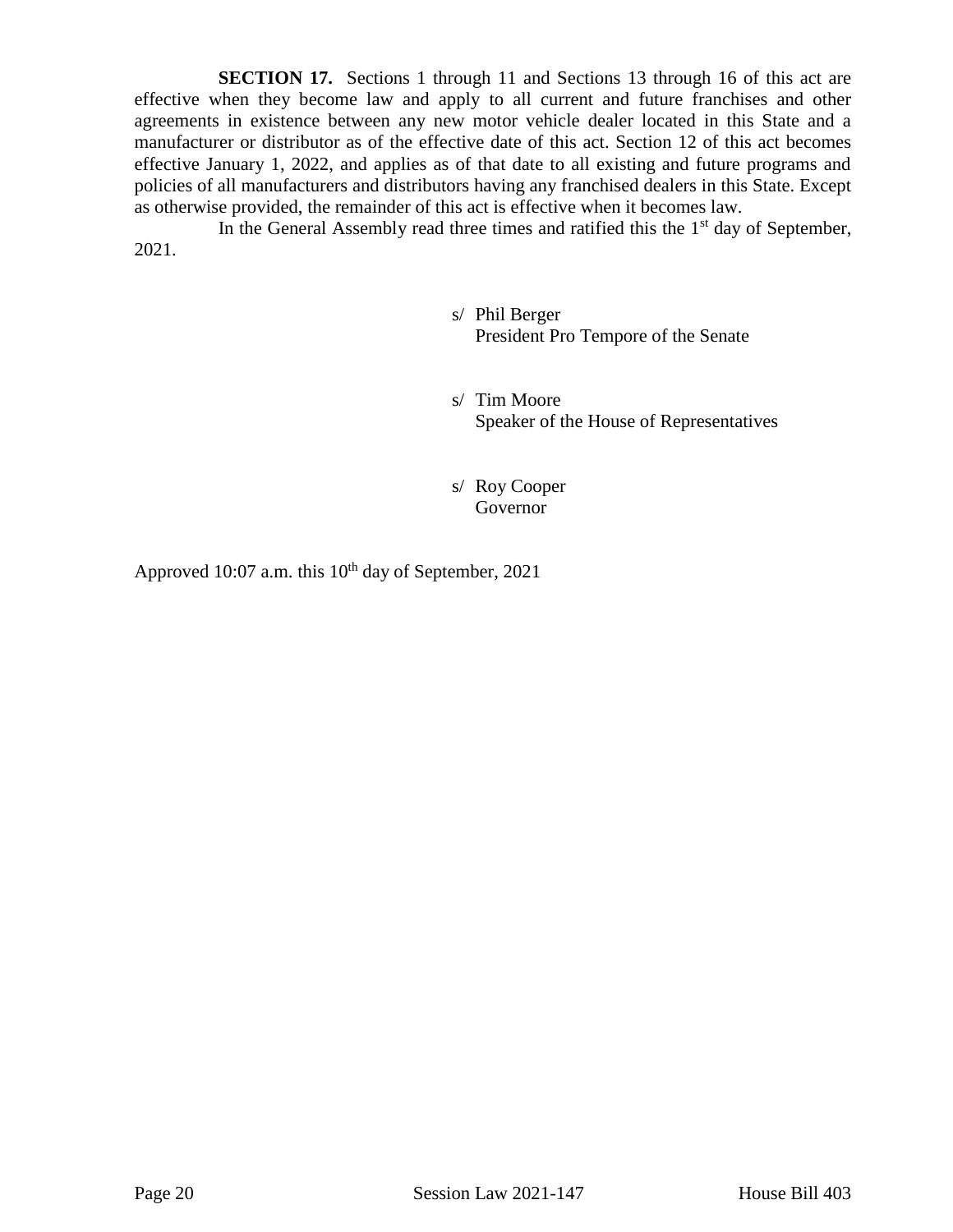**SECTION 17.** Sections 1 through 11 and Sections 13 through 16 of this act are effective when they become law and apply to all current and future franchises and other agreements in existence between any new motor vehicle dealer located in this State and a manufacturer or distributor as of the effective date of this act. Section 12 of this act becomes effective January 1, 2022, and applies as of that date to all existing and future programs and policies of all manufacturers and distributors having any franchised dealers in this State. Except as otherwise provided, the remainder of this act is effective when it becomes law.

In the General Assembly read three times and ratified this the 1st day of September, 2021.

s/ Phil Berger
President Pro Tempore of the Senate

s/ Tim Moore
Speaker of the House of Representatives

s/ Roy Cooper
Governor

Approved 10:07 a.m. this 10th day of September, 2021